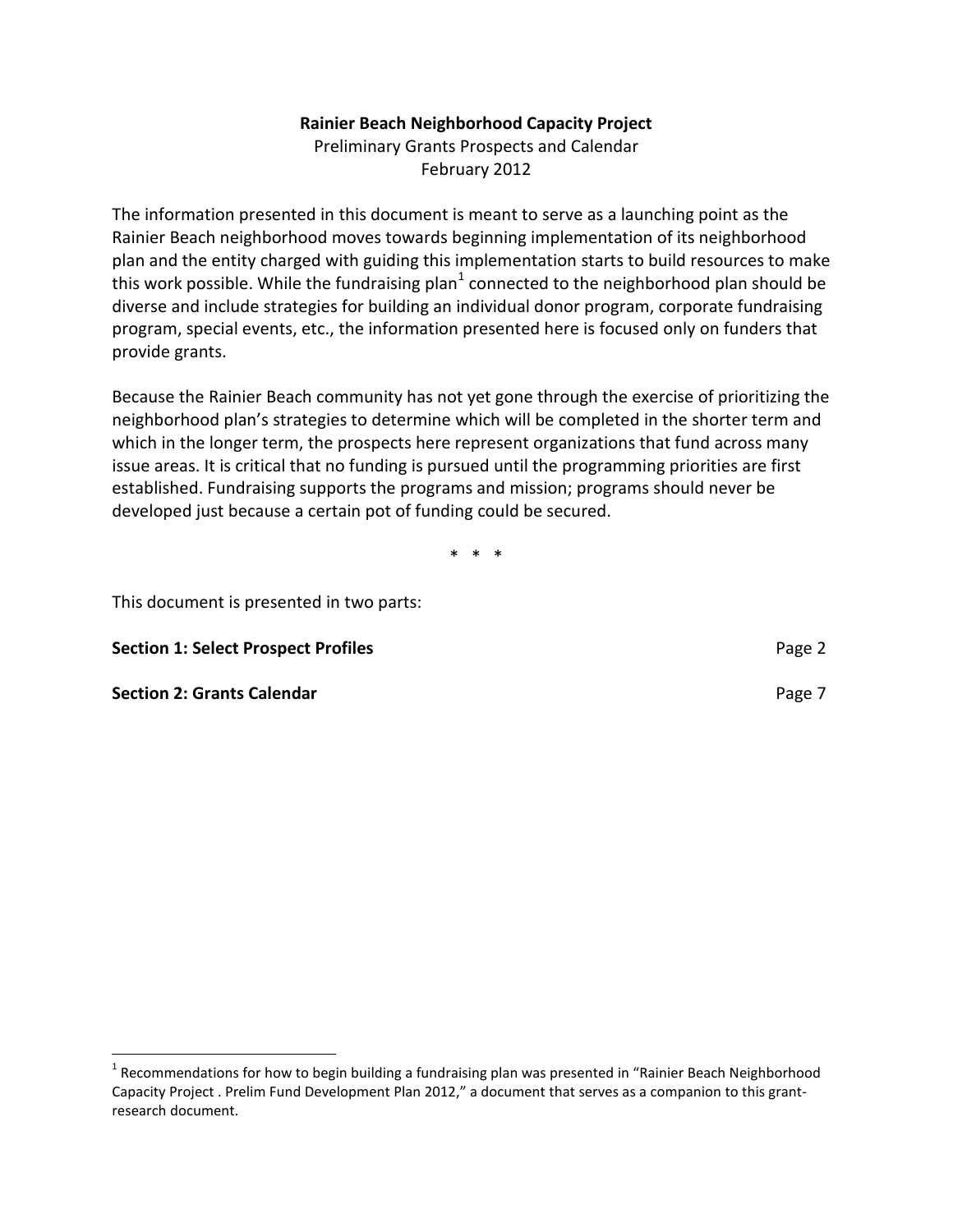**Rainier Beach Neighborhood Capacity Project**

Preliminary Grants Prospects and Calendar

February 2012

The information presented in this document is meant to serve as a launching point as the Rainier Beach neighborhood moves towards beginning implementation of its neighborhood plan and the entity charged with guiding this implementation starts to build resources to make this work possible. While the fundraising plan[1] connected to the neighborhood plan should be diverse and include strategies for building an individual donor program, corporate fundraising program, special events, etc., the information presented here is focused only on funders that provide grants.

Because the Rainier Beach community has not yet gone through the exercise of prioritizing the neighborhood plan's strategies to determine which will be completed in the shorter term and which in the longer term, the prospects here represent organizations that fund across many issue areas. It is critical that no funding is pursued until the programming priorities are first established. Fundraising supports the programs and mission; programs should never be developed just because a certain pot of funding could be secured.

\* \* \*

This document is presented in two parts:

| | |
|---|---|
| **Section 1: Select Prospect Profiles** | Page 2 |
| **Section 2: Grants Calendar** | Page 7 |

[1] Recommendations for how to begin building a fundraising plan was presented in "Rainier Beach Neighborhood Capacity Project . Prelim Fund Development Plan 2012," a document that serves as a companion to this grant-research document.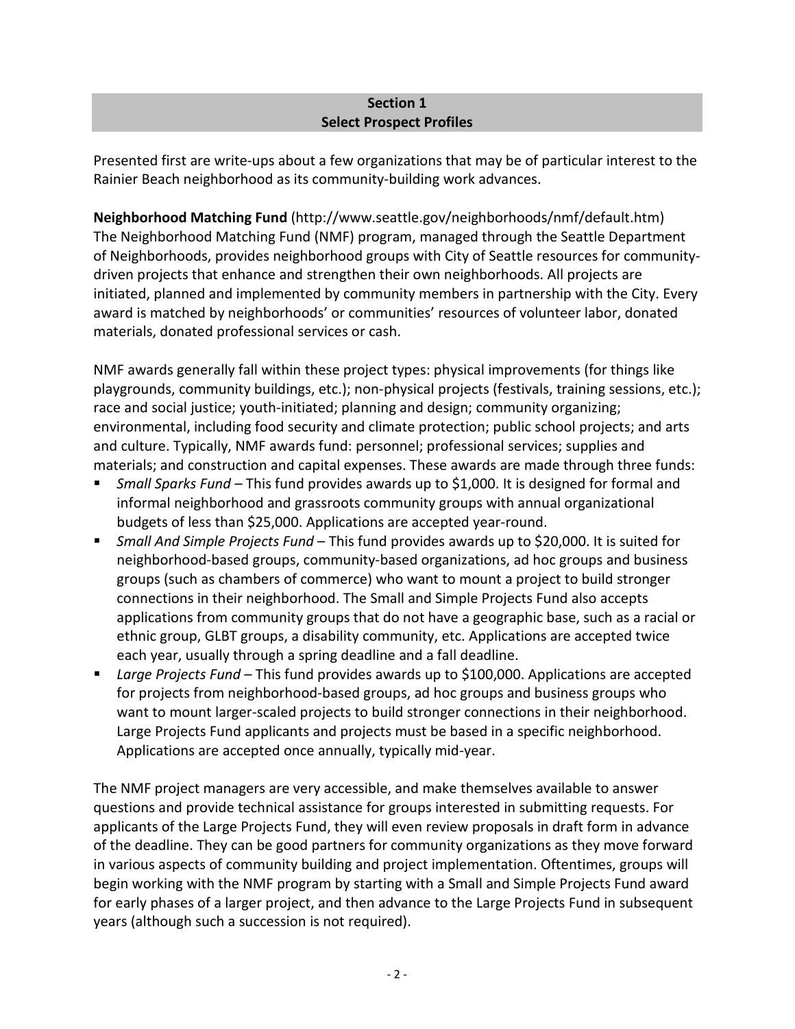## Section 1
## Select Prospect Profiles

Presented first are write-ups about a few organizations that may be of particular interest to the Rainier Beach neighborhood as its community-building work advances.

**Neighborhood Matching Fund** (http://www.seattle.gov/neighborhoods/nmf/default.htm)
The Neighborhood Matching Fund (NMF) program, managed through the Seattle Department of Neighborhoods, provides neighborhood groups with City of Seattle resources for community-driven projects that enhance and strengthen their own neighborhoods. All projects are initiated, planned and implemented by community members in partnership with the City. Every award is matched by neighborhoods' or communities' resources of volunteer labor, donated materials, donated professional services or cash.

NMF awards generally fall within these project types: physical improvements (for things like playgrounds, community buildings, etc.); non-physical projects (festivals, training sessions, etc.); race and social justice; youth-initiated; planning and design; community organizing; environmental, including food security and climate protection; public school projects; and arts and culture. Typically, NMF awards fund: personnel; professional services; supplies and materials; and construction and capital expenses. These awards are made through three funds:

- *Small Sparks Fund* – This fund provides awards up to $1,000. It is designed for formal and informal neighborhood and grassroots community groups with annual organizational budgets of less than $25,000. Applications are accepted year-round.
- *Small And Simple Projects Fund* – This fund provides awards up to $20,000. It is suited for neighborhood-based groups, community-based organizations, ad hoc groups and business groups (such as chambers of commerce) who want to mount a project to build stronger connections in their neighborhood. The Small and Simple Projects Fund also accepts applications from community groups that do not have a geographic base, such as a racial or ethnic group, GLBT groups, a disability community, etc. Applications are accepted twice each year, usually through a spring deadline and a fall deadline.
- *Large Projects Fund* – This fund provides awards up to $100,000. Applications are accepted for projects from neighborhood-based groups, ad hoc groups and business groups who want to mount larger-scaled projects to build stronger connections in their neighborhood. Large Projects Fund applicants and projects must be based in a specific neighborhood. Applications are accepted once annually, typically mid-year.

The NMF project managers are very accessible, and make themselves available to answer questions and provide technical assistance for groups interested in submitting requests. For applicants of the Large Projects Fund, they will even review proposals in draft form in advance of the deadline. They can be good partners for community organizations as they move forward in various aspects of community building and project implementation. Oftentimes, groups will begin working with the NMF program by starting with a Small and Simple Projects Fund award for early phases of a larger project, and then advance to the Large Projects Fund in subsequent years (although such a succession is not required).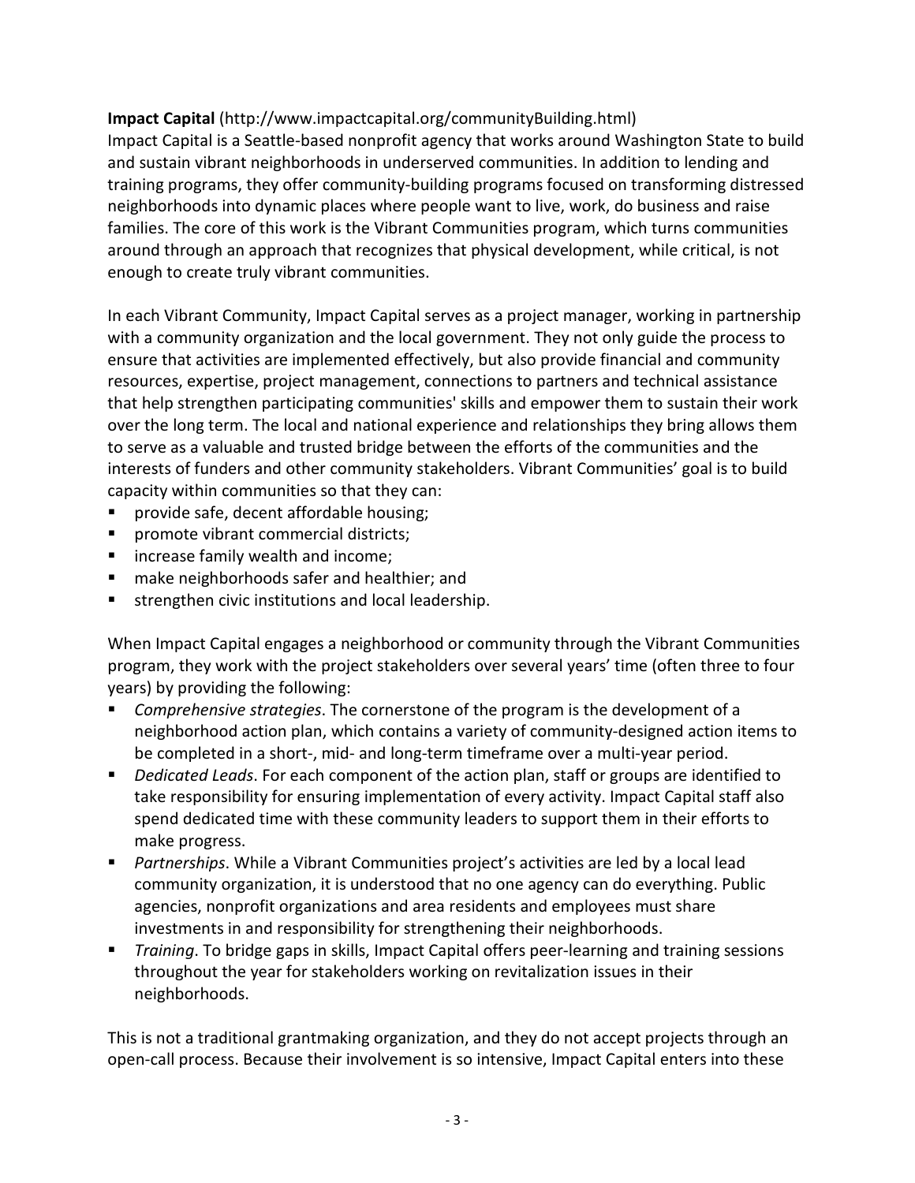**Impact Capital** (http://www.impactcapital.org/communityBuilding.html)
Impact Capital is a Seattle-based nonprofit agency that works around Washington State to build and sustain vibrant neighborhoods in underserved communities. In addition to lending and training programs, they offer community-building programs focused on transforming distressed neighborhoods into dynamic places where people want to live, work, do business and raise families. The core of this work is the Vibrant Communities program, which turns communities around through an approach that recognizes that physical development, while critical, is not enough to create truly vibrant communities.

In each Vibrant Community, Impact Capital serves as a project manager, working in partnership with a community organization and the local government. They not only guide the process to ensure that activities are implemented effectively, but also provide financial and community resources, expertise, project management, connections to partners and technical assistance that help strengthen participating communities' skills and empower them to sustain their work over the long term. The local and national experience and relationships they bring allows them to serve as a valuable and trusted bridge between the efforts of the communities and the interests of funders and other community stakeholders. Vibrant Communities' goal is to build capacity within communities so that they can:

- provide safe, decent affordable housing;
- promote vibrant commercial districts;
- increase family wealth and income;
- make neighborhoods safer and healthier; and
- strengthen civic institutions and local leadership.

When Impact Capital engages a neighborhood or community through the Vibrant Communities program, they work with the project stakeholders over several years' time (often three to four years) by providing the following:

- *Comprehensive strategies*. The cornerstone of the program is the development of a neighborhood action plan, which contains a variety of community-designed action items to be completed in a short-, mid- and long-term timeframe over a multi-year period.
- *Dedicated Leads*. For each component of the action plan, staff or groups are identified to take responsibility for ensuring implementation of every activity. Impact Capital staff also spend dedicated time with these community leaders to support them in their efforts to make progress.
- *Partnerships*. While a Vibrant Communities project's activities are led by a local lead community organization, it is understood that no one agency can do everything. Public agencies, nonprofit organizations and area residents and employees must share investments in and responsibility for strengthening their neighborhoods.
- *Training*. To bridge gaps in skills, Impact Capital offers peer-learning and training sessions throughout the year for stakeholders working on revitalization issues in their neighborhoods.

This is not a traditional grantmaking organization, and they do not accept projects through an open-call process. Because their involvement is so intensive, Impact Capital enters into these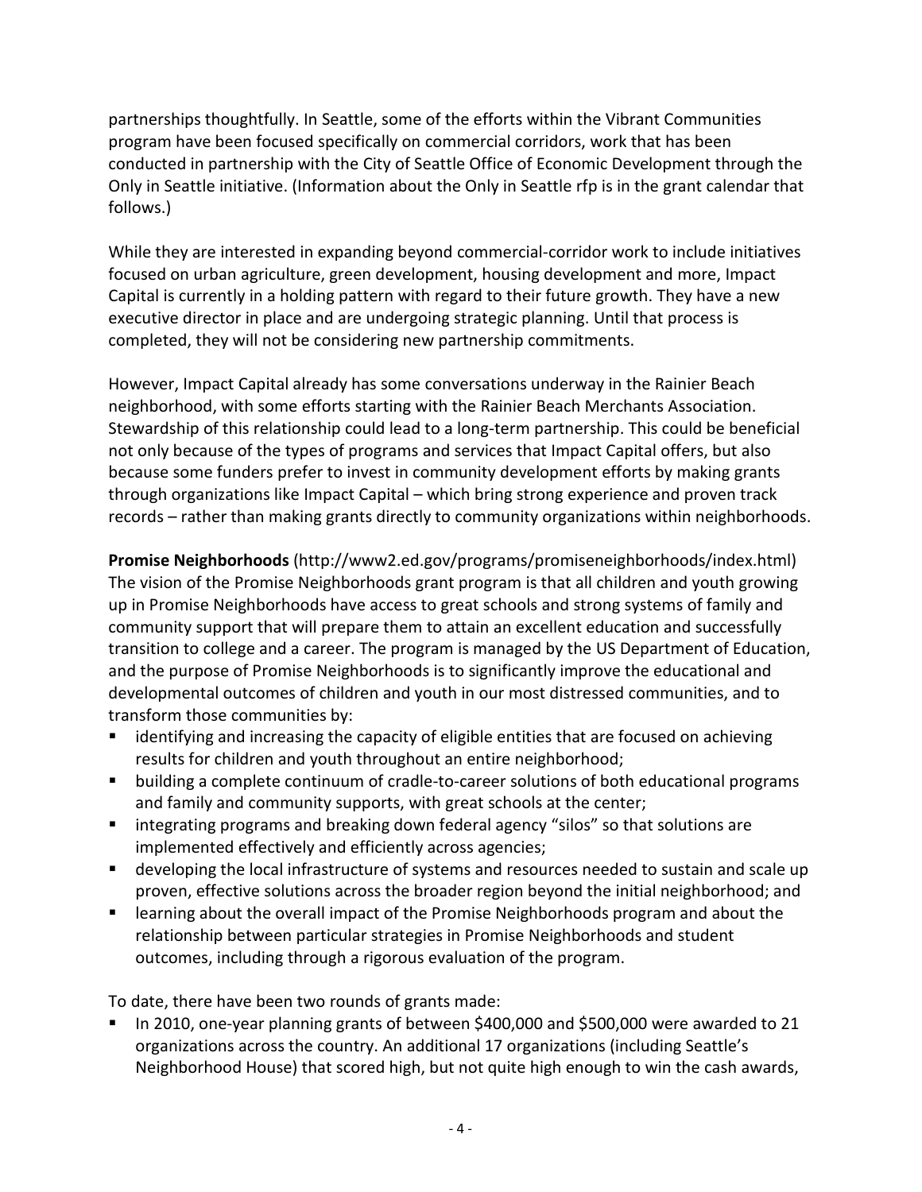partnerships thoughtfully. In Seattle, some of the efforts within the Vibrant Communities program have been focused specifically on commercial corridors, work that has been conducted in partnership with the City of Seattle Office of Economic Development through the Only in Seattle initiative. (Information about the Only in Seattle rfp is in the grant calendar that follows.)

While they are interested in expanding beyond commercial-corridor work to include initiatives focused on urban agriculture, green development, housing development and more, Impact Capital is currently in a holding pattern with regard to their future growth. They have a new executive director in place and are undergoing strategic planning. Until that process is completed, they will not be considering new partnership commitments.

However, Impact Capital already has some conversations underway in the Rainier Beach neighborhood, with some efforts starting with the Rainier Beach Merchants Association. Stewardship of this relationship could lead to a long-term partnership. This could be beneficial not only because of the types of programs and services that Impact Capital offers, but also because some funders prefer to invest in community development efforts by making grants through organizations like Impact Capital – which bring strong experience and proven track records – rather than making grants directly to community organizations within neighborhoods.

**Promise Neighborhoods** (http://www2.ed.gov/programs/promiseneighborhoods/index.html)
The vision of the Promise Neighborhoods grant program is that all children and youth growing up in Promise Neighborhoods have access to great schools and strong systems of family and community support that will prepare them to attain an excellent education and successfully transition to college and a career. The program is managed by the US Department of Education, and the purpose of Promise Neighborhoods is to significantly improve the educational and developmental outcomes of children and youth in our most distressed communities, and to transform those communities by:

- identifying and increasing the capacity of eligible entities that are focused on achieving results for children and youth throughout an entire neighborhood;
- building a complete continuum of cradle-to-career solutions of both educational programs and family and community supports, with great schools at the center;
- integrating programs and breaking down federal agency "silos" so that solutions are implemented effectively and efficiently across agencies;
- developing the local infrastructure of systems and resources needed to sustain and scale up proven, effective solutions across the broader region beyond the initial neighborhood; and
- learning about the overall impact of the Promise Neighborhoods program and about the relationship between particular strategies in Promise Neighborhoods and student outcomes, including through a rigorous evaluation of the program.

To date, there have been two rounds of grants made:

- In 2010, one-year planning grants of between $400,000 and $500,000 were awarded to 21 organizations across the country. An additional 17 organizations (including Seattle's Neighborhood House) that scored high, but not quite high enough to win the cash awards,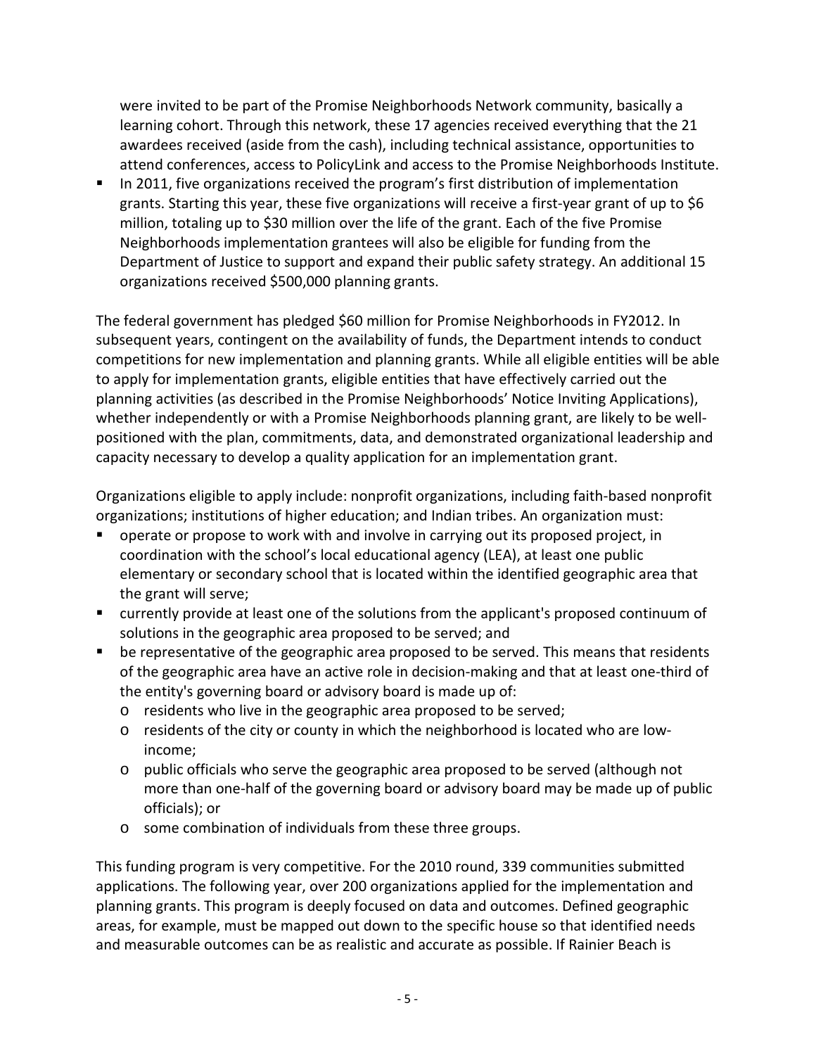were invited to be part of the Promise Neighborhoods Network community, basically a learning cohort. Through this network, these 17 agencies received everything that the 21 awardees received (aside from the cash), including technical assistance, opportunities to attend conferences, access to PolicyLink and access to the Promise Neighborhoods Institute.

- In 2011, five organizations received the program's first distribution of implementation grants. Starting this year, these five organizations will receive a first-year grant of up to $6 million, totaling up to $30 million over the life of the grant. Each of the five Promise Neighborhoods implementation grantees will also be eligible for funding from the Department of Justice to support and expand their public safety strategy. An additional 15 organizations received $500,000 planning grants.

The federal government has pledged $60 million for Promise Neighborhoods in FY2012. In subsequent years, contingent on the availability of funds, the Department intends to conduct competitions for new implementation and planning grants. While all eligible entities will be able to apply for implementation grants, eligible entities that have effectively carried out the planning activities (as described in the Promise Neighborhoods' Notice Inviting Applications), whether independently or with a Promise Neighborhoods planning grant, are likely to be well-positioned with the plan, commitments, data, and demonstrated organizational leadership and capacity necessary to develop a quality application for an implementation grant.

Organizations eligible to apply include: nonprofit organizations, including faith-based nonprofit organizations; institutions of higher education; and Indian tribes. An organization must:

- operate or propose to work with and involve in carrying out its proposed project, in coordination with the school's local educational agency (LEA), at least one public elementary or secondary school that is located within the identified geographic area that the grant will serve;
- currently provide at least one of the solutions from the applicant's proposed continuum of solutions in the geographic area proposed to be served; and
- be representative of the geographic area proposed to be served. This means that residents of the geographic area have an active role in decision-making and that at least one-third of the entity's governing board or advisory board is made up of:
  - residents who live in the geographic area proposed to be served;
  - residents of the city or county in which the neighborhood is located who are low-income;
  - public officials who serve the geographic area proposed to be served (although not more than one-half of the governing board or advisory board may be made up of public officials); or
  - some combination of individuals from these three groups.

This funding program is very competitive. For the 2010 round, 339 communities submitted applications. The following year, over 200 organizations applied for the implementation and planning grants. This program is deeply focused on data and outcomes. Defined geographic areas, for example, must be mapped out down to the specific house so that identified needs and measurable outcomes can be as realistic and accurate as possible. If Rainier Beach is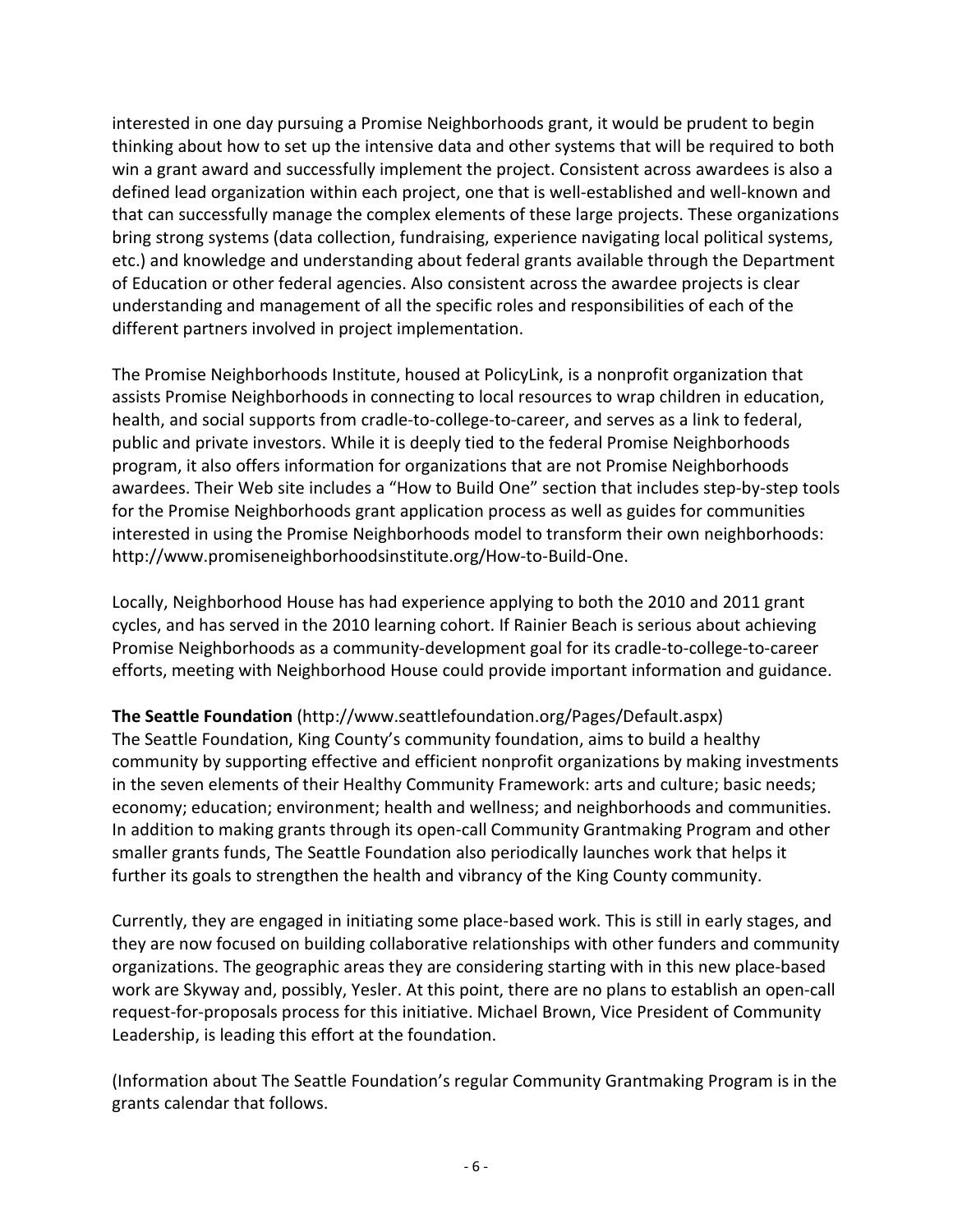interested in one day pursuing a Promise Neighborhoods grant, it would be prudent to begin thinking about how to set up the intensive data and other systems that will be required to both win a grant award and successfully implement the project. Consistent across awardees is also a defined lead organization within each project, one that is well-established and well-known and that can successfully manage the complex elements of these large projects. These organizations bring strong systems (data collection, fundraising, experience navigating local political systems, etc.) and knowledge and understanding about federal grants available through the Department of Education or other federal agencies. Also consistent across the awardee projects is clear understanding and management of all the specific roles and responsibilities of each of the different partners involved in project implementation.

The Promise Neighborhoods Institute, housed at PolicyLink, is a nonprofit organization that assists Promise Neighborhoods in connecting to local resources to wrap children in education, health, and social supports from cradle-to-college-to-career, and serves as a link to federal, public and private investors. While it is deeply tied to the federal Promise Neighborhoods program, it also offers information for organizations that are not Promise Neighborhoods awardees. Their Web site includes a "How to Build One" section that includes step-by-step tools for the Promise Neighborhoods grant application process as well as guides for communities interested in using the Promise Neighborhoods model to transform their own neighborhoods: http://www.promiseneighborhoodsinstitute.org/How-to-Build-One.

Locally, Neighborhood House has had experience applying to both the 2010 and 2011 grant cycles, and has served in the 2010 learning cohort. If Rainier Beach is serious about achieving Promise Neighborhoods as a community-development goal for its cradle-to-college-to-career efforts, meeting with Neighborhood House could provide important information and guidance.

**The Seattle Foundation** (http://www.seattlefoundation.org/Pages/Default.aspx)
The Seattle Foundation, King County's community foundation, aims to build a healthy community by supporting effective and efficient nonprofit organizations by making investments in the seven elements of their Healthy Community Framework: arts and culture; basic needs; economy; education; environment; health and wellness; and neighborhoods and communities. In addition to making grants through its open-call Community Grantmaking Program and other smaller grants funds, The Seattle Foundation also periodically launches work that helps it further its goals to strengthen the health and vibrancy of the King County community.

Currently, they are engaged in initiating some place-based work. This is still in early stages, and they are now focused on building collaborative relationships with other funders and community organizations. The geographic areas they are considering starting with in this new place-based work are Skyway and, possibly, Yesler. At this point, there are no plans to establish an open-call request-for-proposals process for this initiative. Michael Brown, Vice President of Community Leadership, is leading this effort at the foundation.

(Information about The Seattle Foundation's regular Community Grantmaking Program is in the grants calendar that follows.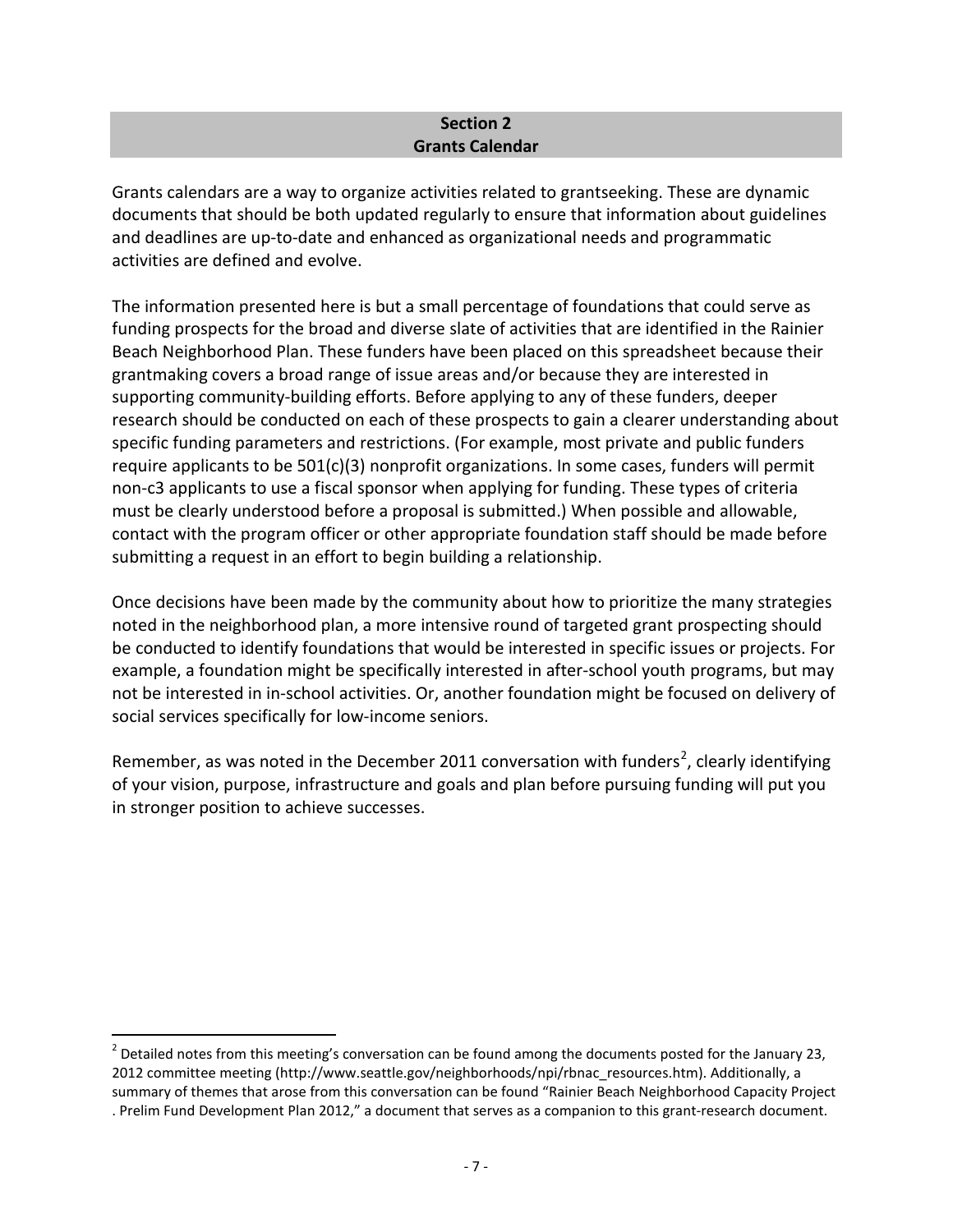## Section 2
## Grants Calendar

Grants calendars are a way to organize activities related to grantseeking. These are dynamic documents that should be both updated regularly to ensure that information about guidelines and deadlines are up-to-date and enhanced as organizational needs and programmatic activities are defined and evolve.

The information presented here is but a small percentage of foundations that could serve as funding prospects for the broad and diverse slate of activities that are identified in the Rainier Beach Neighborhood Plan. These funders have been placed on this spreadsheet because their grantmaking covers a broad range of issue areas and/or because they are interested in supporting community-building efforts. Before applying to any of these funders, deeper research should be conducted on each of these prospects to gain a clearer understanding about specific funding parameters and restrictions. (For example, most private and public funders require applicants to be 501(c)(3) nonprofit organizations. In some cases, funders will permit non-c3 applicants to use a fiscal sponsor when applying for funding. These types of criteria must be clearly understood before a proposal is submitted.) When possible and allowable, contact with the program officer or other appropriate foundation staff should be made before submitting a request in an effort to begin building a relationship.

Once decisions have been made by the community about how to prioritize the many strategies noted in the neighborhood plan, a more intensive round of targeted grant prospecting should be conducted to identify foundations that would be interested in specific issues or projects. For example, a foundation might be specifically interested in after-school youth programs, but may not be interested in in-school activities. Or, another foundation might be focused on delivery of social services specifically for low-income seniors.

Remember, as was noted in the December 2011 conversation with funders[2], clearly identifying of your vision, purpose, infrastructure and goals and plan before pursuing funding will put you in stronger position to achieve successes.

---

[2] Detailed notes from this meeting's conversation can be found among the documents posted for the January 23, 2012 committee meeting (http://www.seattle.gov/neighborhoods/npi/rbnac_resources.htm). Additionally, a summary of themes that arose from this conversation can be found "Rainier Beach Neighborhood Capacity Project . Prelim Fund Development Plan 2012," a document that serves as a companion to this grant-research document.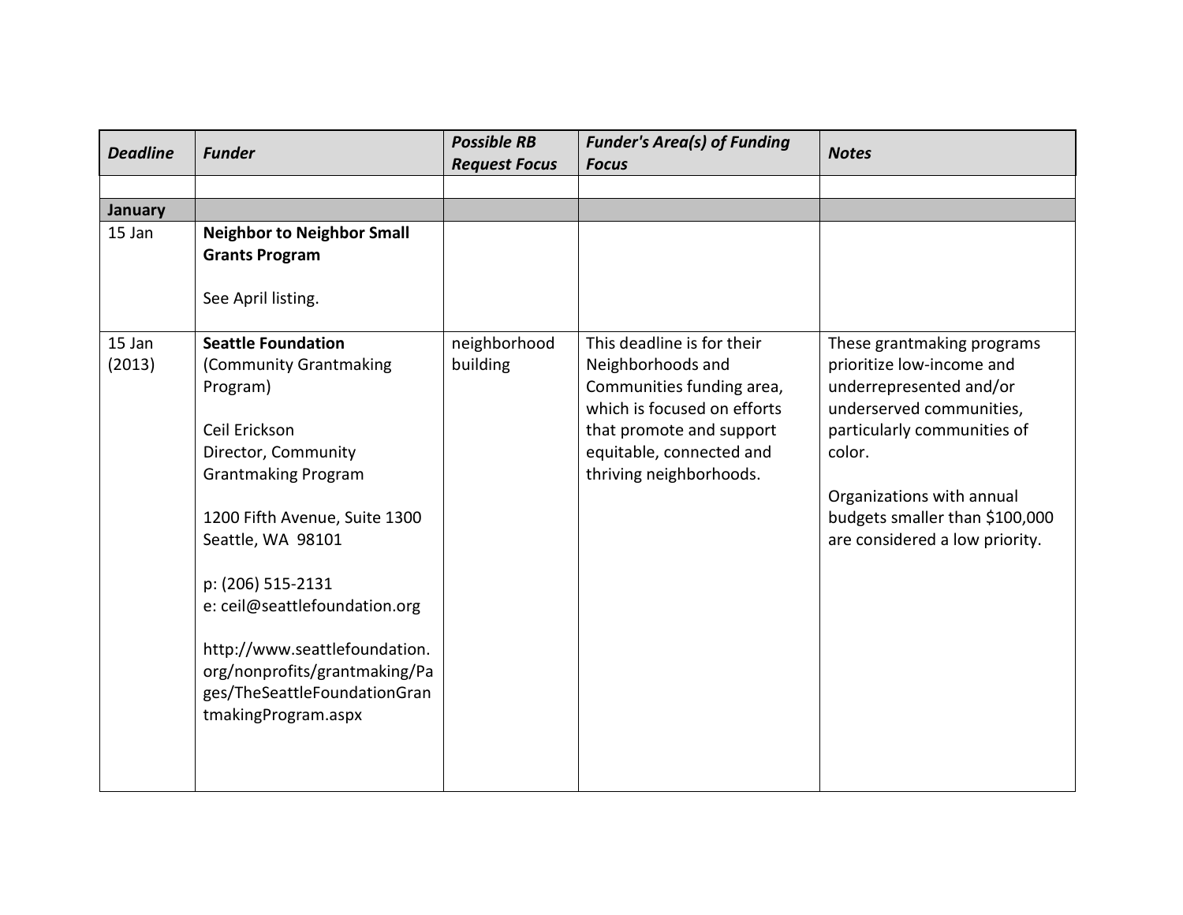| *Deadline* | *Funder* | *Possible RB Request Focus* | *Funder's Area(s) of Funding Focus* | *Notes* |
|---|---|---|---|---|
| | | | | |
| **January** | | | | |
| 15 Jan | **Neighbor to Neighbor Small Grants Program**<br><br>See April listing. | | | |
| 15 Jan (2013) | **Seattle Foundation** (Community Grantmaking Program)<br><br>Ceil Erickson<br>Director, Community Grantmaking Program<br><br>1200 Fifth Avenue, Suite 1300<br>Seattle, WA 98101<br><br>p: (206) 515-2131<br>e: ceil@seattlefoundation.org<br><br>http://www.seattlefoundation.org/nonprofits/grantmaking/Pages/TheSeattleFoundationGrantmakingProgram.aspx | neighborhood building | This deadline is for their Neighborhoods and Communities funding area, which is focused on efforts that promote and support equitable, connected and thriving neighborhoods. | These grantmaking programs prioritize low-income and underrepresented and/or underserved communities, particularly communities of color.<br><br>Organizations with annual budgets smaller than $100,000 are considered a low priority. |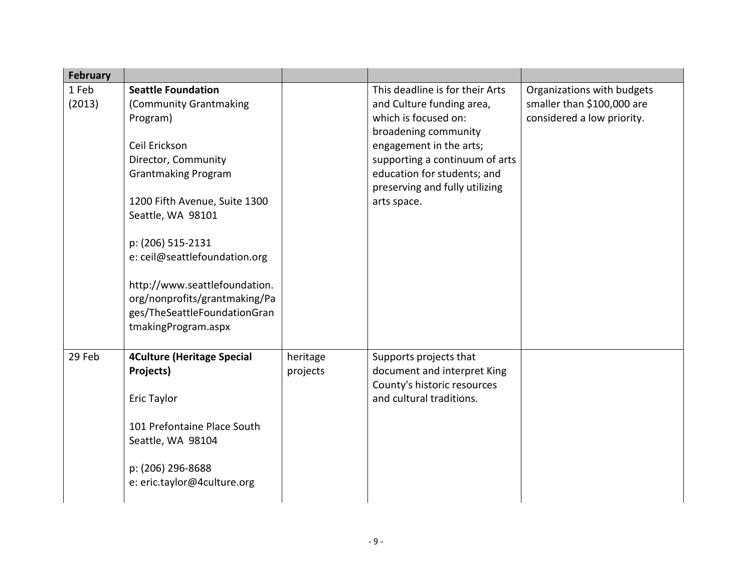| February | | | | |
|---|---|---|---|---|
| 1 Feb (2013) | **Seattle Foundation** (Community Grantmaking Program)<br><br>Ceil Erickson<br>Director, Community Grantmaking Program<br><br>1200 Fifth Avenue, Suite 1300<br>Seattle, WA 98101<br><br>p: (206) 515-2131<br>e: ceil@seattlefoundation.org<br><br>http://www.seattlefoundation.org/nonprofits/grantmaking/Pages/TheSeattleFoundationGrantmakingProgram.aspx | | This deadline is for their Arts and Culture funding area, which is focused on: broadening community engagement in the arts; supporting a continuum of arts education for students; and preserving and fully utilizing arts space. | Organizations with budgets smaller than $100,000 are considered a low priority. |
| 29 Feb | **4Culture (Heritage Special Projects)**<br><br>Eric Taylor<br><br>101 Prefontaine Place South<br>Seattle, WA 98104<br><br>p: (206) 296-8688<br>e: eric.taylor@4culture.org | heritage projects | Supports projects that document and interpret King County's historic resources and cultural traditions. | |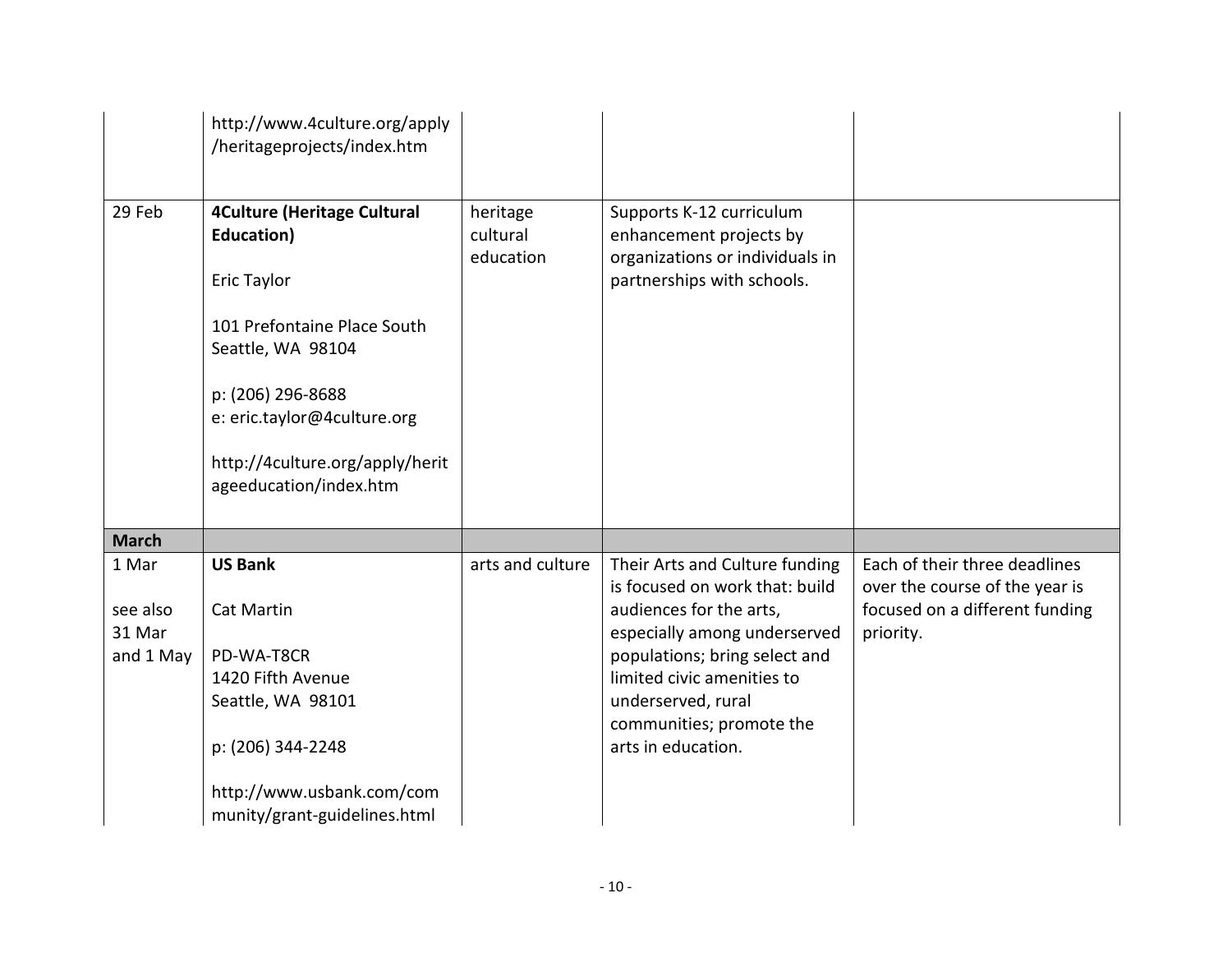| | | | | |
|---|---|---|---|---|
| | http://www.4culture.org/apply/heritageprojects/index.htm | | | |
| 29 Feb | **4Culture (Heritage Cultural Education)**<br><br>Eric Taylor<br><br>101 Prefontaine Place South<br>Seattle, WA 98104<br><br>p: (206) 296-8688<br>e: eric.taylor@4culture.org<br><br>http://4culture.org/apply/heritageeducation/index.htm | heritage cultural education | Supports K-12 curriculum enhancement projects by organizations or individuals in partnerships with schools. | |
| **March** | | | | |
| 1 Mar<br><br>see also 31 Mar and 1 May | **US Bank**<br><br>Cat Martin<br><br>PD-WA-T8CR<br>1420 Fifth Avenue<br>Seattle, WA 98101<br><br>p: (206) 344-2248<br><br>http://www.usbank.com/community/grant-guidelines.html | arts and culture | Their Arts and Culture funding is focused on work that: build audiences for the arts, especially among underserved populations; bring select and limited civic amenities to underserved, rural communities; promote the arts in education. | Each of their three deadlines over the course of the year is focused on a different funding priority. |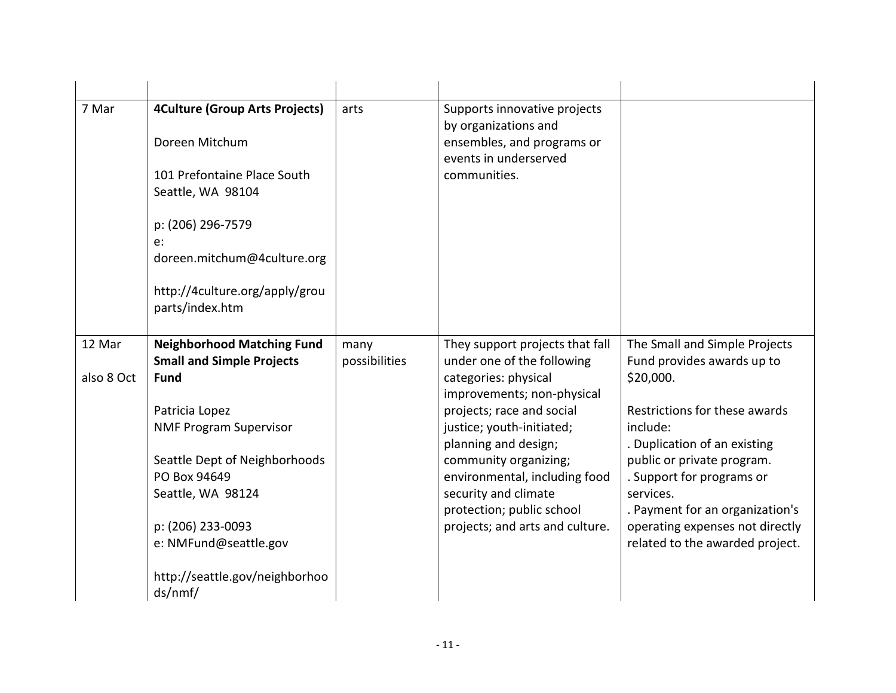| | | | | |
|---|---|---|---|---|
| 7 Mar | **4Culture (Group Arts Projects)**<br><br>Doreen Mitchum<br><br>101 Prefontaine Place South<br>Seattle, WA 98104<br><br>p: (206) 296-7579<br>e: doreen.mitchum@4culture.org<br><br>http://4culture.org/apply/groupartsindex.htm | arts | Supports innovative projects by organizations and ensembles, and programs or events in underserved communities. | |
| 12 Mar<br><br>also 8 Oct | **Neighborhood Matching Fund Small and Simple Projects Fund**<br><br>Patricia Lopez<br>NMF Program Supervisor<br><br>Seattle Dept of Neighborhoods<br>PO Box 94649<br>Seattle, WA 98124<br><br>p: (206) 233-0093<br>e: NMFund@seattle.gov<br><br>http://seattle.gov/neighborhoods/nmf/ | many possibilities | They support projects that fall under one of the following categories: physical improvements; non-physical projects; race and social justice; youth-initiated; planning and design; community organizing; environmental, including food security and climate protection; public school projects; and arts and culture. | The Small and Simple Projects Fund provides awards up to $20,000.<br><br>Restrictions for these awards include:<br>. Duplication of an existing public or private program.<br>. Support for programs or services.<br>. Payment for an organization's operating expenses not directly related to the awarded project. |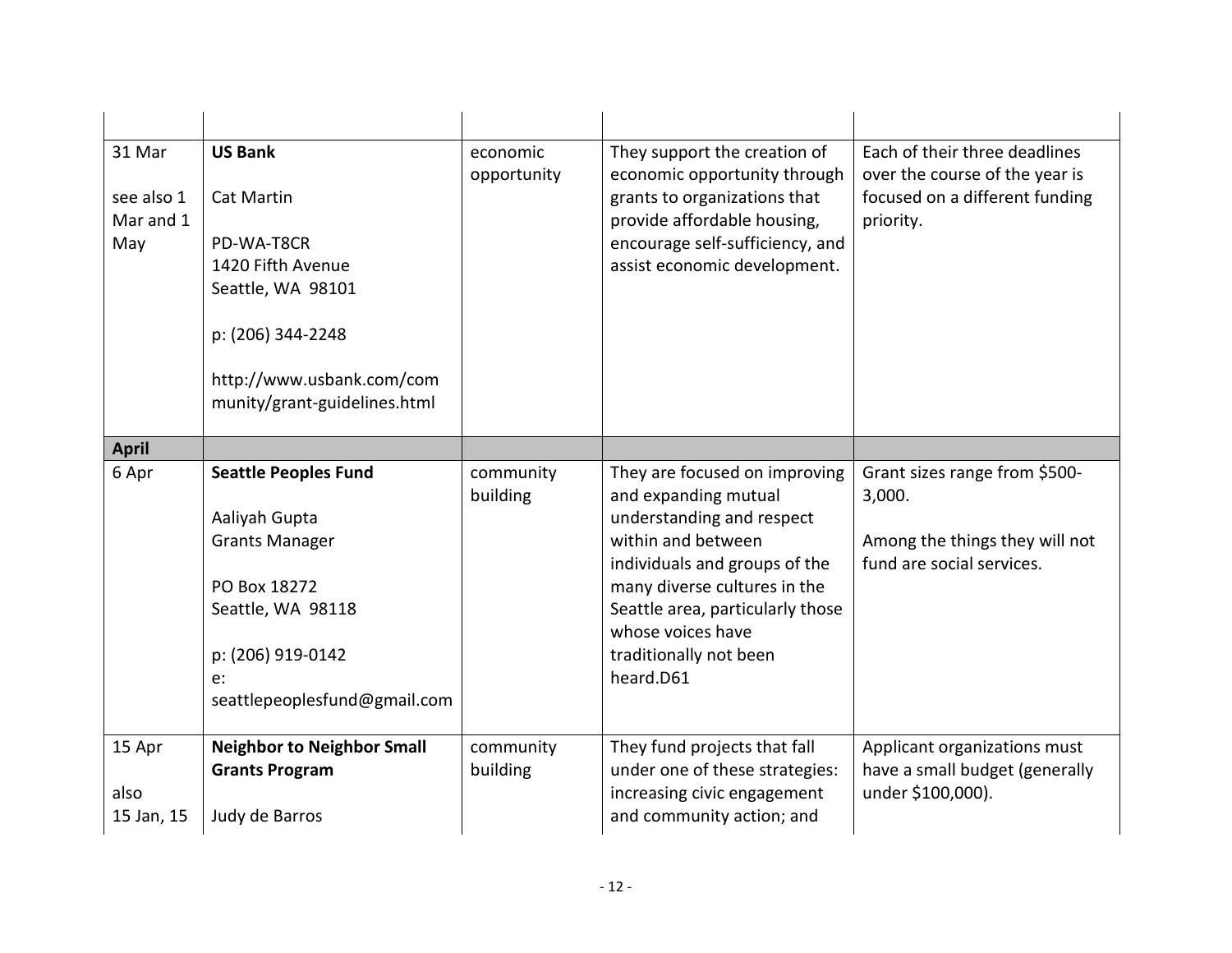| | | | | |
|---|---|---|---|---|
| 31 Mar<br><br>see also 1 Mar and 1 May | **US Bank**<br><br>Cat Martin<br><br>PD-WA-T8CR<br>1420 Fifth Avenue<br>Seattle, WA 98101<br><br>p: (206) 344-2248<br><br>http://www.usbank.com/community/grant-guidelines.html | economic opportunity | They support the creation of economic opportunity through grants to organizations that provide affordable housing, encourage self-sufficiency, and assist economic development. | Each of their three deadlines over the course of the year is focused on a different funding priority. |
| **April** | | | | |
| 6 Apr | **Seattle Peoples Fund**<br><br>Aaliyah Gupta<br>Grants Manager<br><br>PO Box 18272<br>Seattle, WA 98118<br><br>p: (206) 919-0142<br>e: seattlepeoplesfund@gmail.com | community building | They are focused on improving and expanding mutual understanding and respect within and between individuals and groups of the many diverse cultures in the Seattle area, particularly those whose voices have traditionally not been heard.D61 | Grant sizes range from $500-3,000.<br><br>Among the things they will not fund are social services. |
| 15 Apr<br><br>also<br>15 Jan, 15 | **Neighbor to Neighbor Small Grants Program**<br><br>Judy de Barros | community building | They fund projects that fall under one of these strategies: increasing civic engagement and community action; and | Applicant organizations must have a small budget (generally under $100,000). |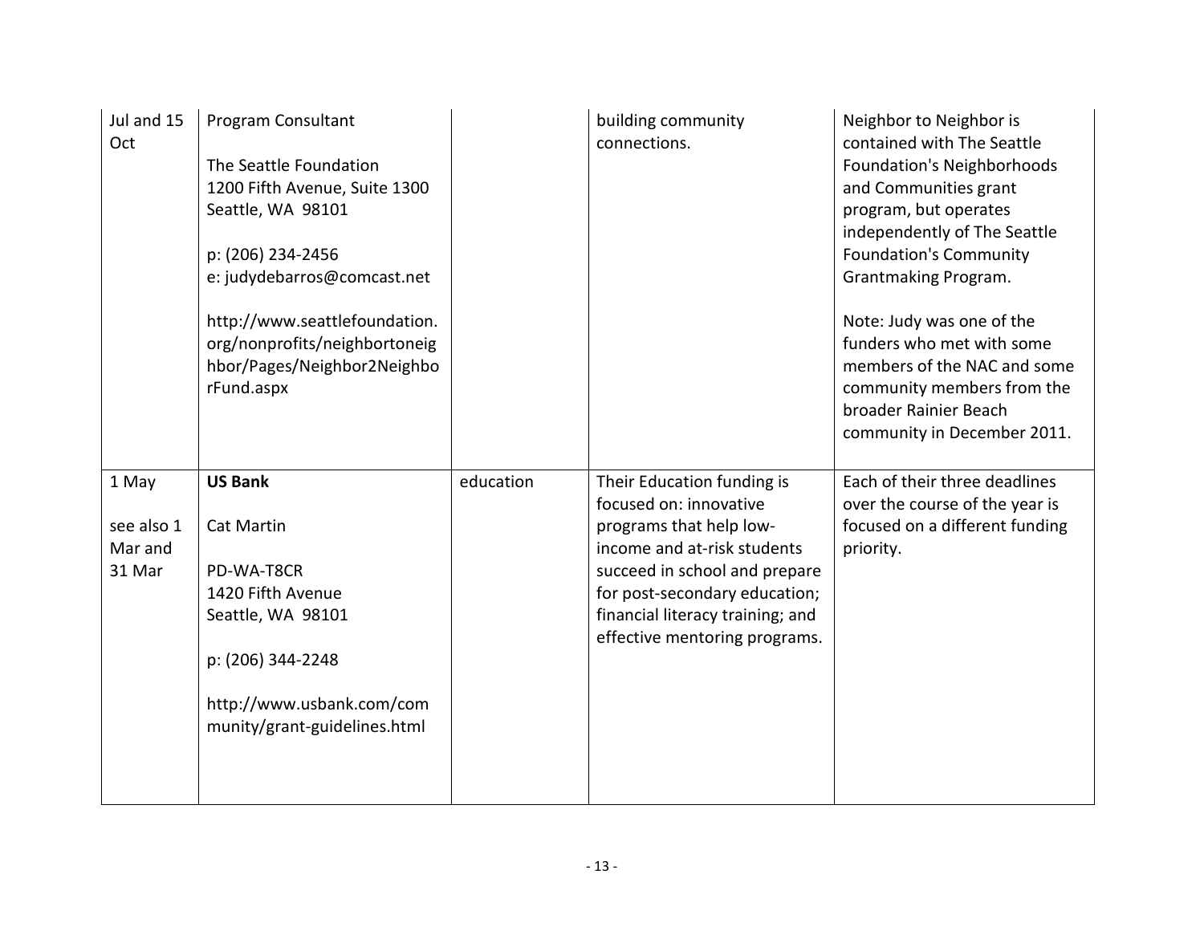| | | | | |
|---|---|---|---|---|
| Jul and 15 Oct | Program Consultant<br><br>The Seattle Foundation<br>1200 Fifth Avenue, Suite 1300<br>Seattle, WA 98101<br><br>p: (206) 234-2456<br>e: judydebarros@comcast.net<br><br>http://www.seattlefoundation.org/nonprofits/neighbortoneighbor/Pages/Neighbor2NeighborFund.aspx | | building community connections. | Neighbor to Neighbor is contained with The Seattle Foundation's Neighborhoods and Communities grant program, but operates independently of The Seattle Foundation's Community Grantmaking Program.<br><br>Note: Judy was one of the funders who met with some members of the NAC and some community members from the broader Rainier Beach community in December 2011. |
| 1 May<br><br>see also 1 Mar and 31 Mar | **US Bank**<br><br>Cat Martin<br><br>PD-WA-T8CR<br>1420 Fifth Avenue<br>Seattle, WA 98101<br><br>p: (206) 344-2248<br><br>http://www.usbank.com/community/grant-guidelines.html | education | Their Education funding is focused on: innovative programs that help low-income and at-risk students succeed in school and prepare for post-secondary education; financial literacy training; and effective mentoring programs. | Each of their three deadlines over the course of the year is focused on a different funding priority. |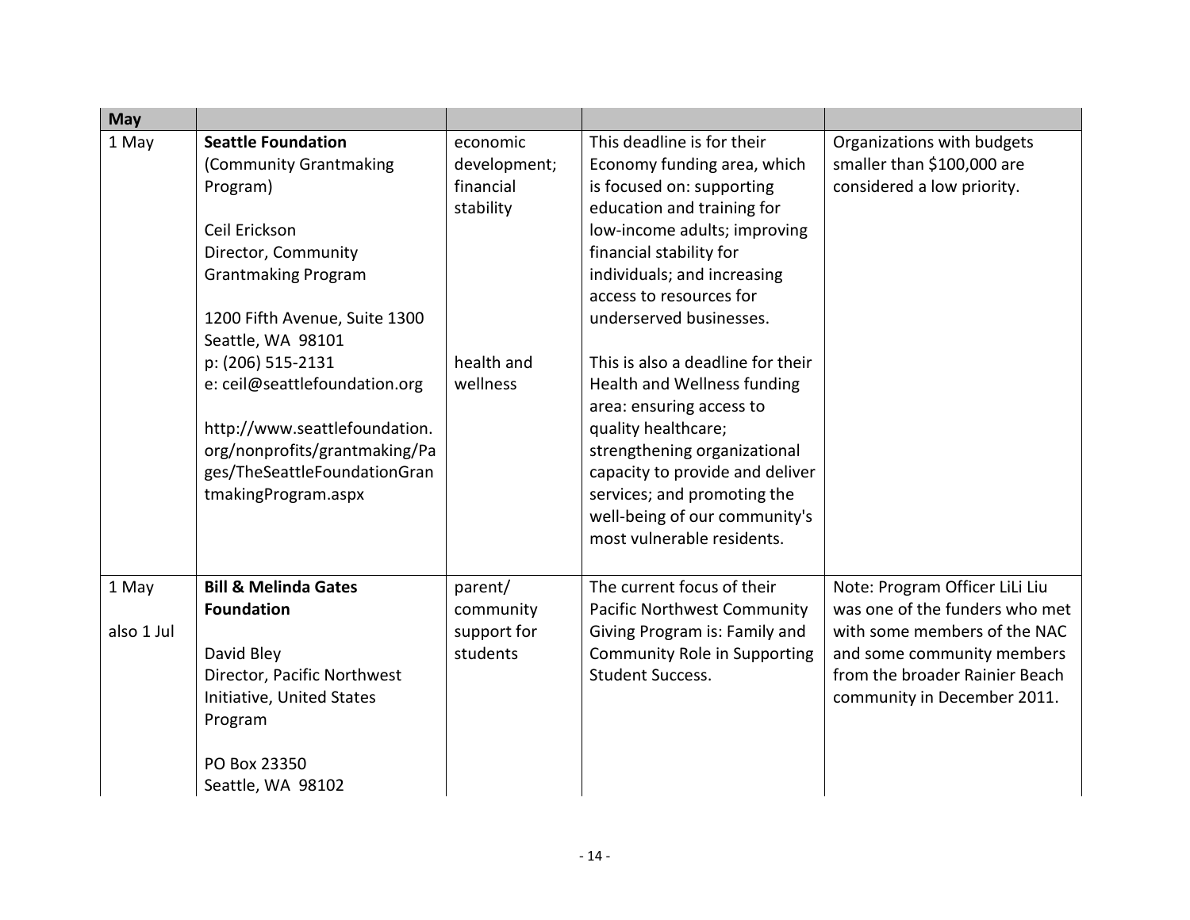| May | | | | |
|---|---|---|---|---|
| 1 May | **Seattle Foundation** (Community Grantmaking Program)<br><br>Ceil Erickson<br>Director, Community Grantmaking Program<br><br>1200 Fifth Avenue, Suite 1300<br>Seattle, WA 98101<br>p: (206) 515-2131<br>e: ceil@seattlefoundation.org<br><br>http://www.seattlefoundation.org/nonprofits/grantmaking/Pages/TheSeattleFoundationGrantmakingProgram.aspx | economic development; financial stability<br><br>health and wellness | This deadline is for their Economy funding area, which is focused on: supporting education and training for low-income adults; improving financial stability for individuals; and increasing access to resources for underserved businesses.<br><br>This is also a deadline for their Health and Wellness funding area: ensuring access to quality healthcare; strengthening organizational capacity to provide and deliver services; and promoting the well-being of our community's most vulnerable residents. | Organizations with budgets smaller than $100,000 are considered a low priority. |
| 1 May<br><br>also 1 Jul | **Bill & Melinda Gates Foundation**<br><br>David Bley<br>Director, Pacific Northwest Initiative, United States Program<br><br>PO Box 23350<br>Seattle, WA 98102 | parent/ community support for students | The current focus of their Pacific Northwest Community Giving Program is: Family and Community Role in Supporting Student Success. | Note: Program Officer LiLi Liu was one of the funders who met with some members of the NAC and some community members from the broader Rainier Beach community in December 2011. |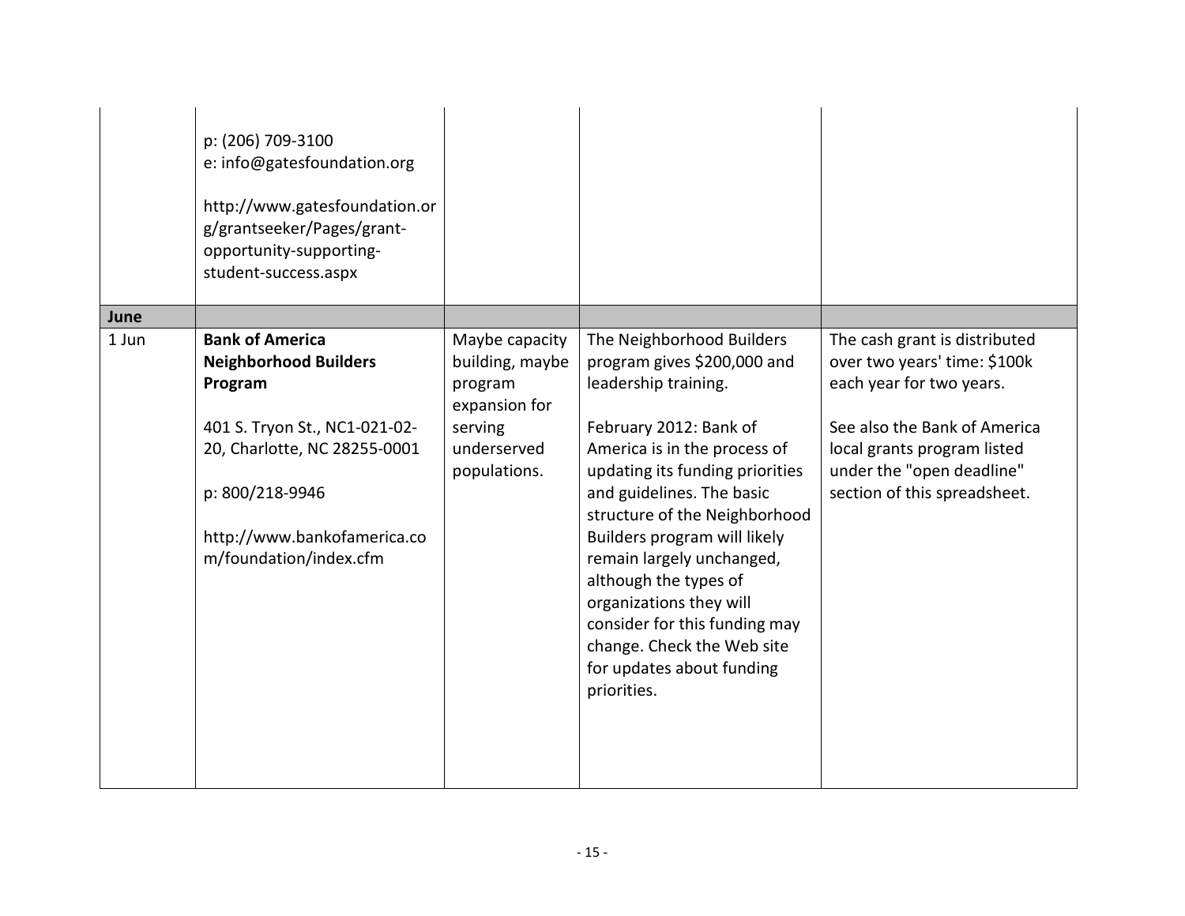| | | | | |
|---|---|---|---|---|
| | p: (206) 709-3100<br>e: info@gatesfoundation.org<br><br>http://www.gatesfoundation.org/grantseeker/Pages/grant-opportunity-supporting-student-success.aspx | | | |
| **June** | | | | |
| 1 Jun | **Bank of America Neighborhood Builders Program**<br><br>401 S. Tryon St., NC1-021-02-20, Charlotte, NC 28255-0001<br><br>p: 800/218-9946<br><br>http://www.bankofamerica.com/foundation/index.cfm | Maybe capacity building, maybe program expansion for serving underserved populations. | The Neighborhood Builders program gives $200,000 and leadership training.<br><br>February 2012: Bank of America is in the process of updating its funding priorities and guidelines. The basic structure of the Neighborhood Builders program will likely remain largely unchanged, although the types of organizations they will consider for this funding may change. Check the Web site for updates about funding priorities. | The cash grant is distributed over two years' time: $100k each year for two years.<br><br>See also the Bank of America local grants program listed under the "open deadline" section of this spreadsheet. |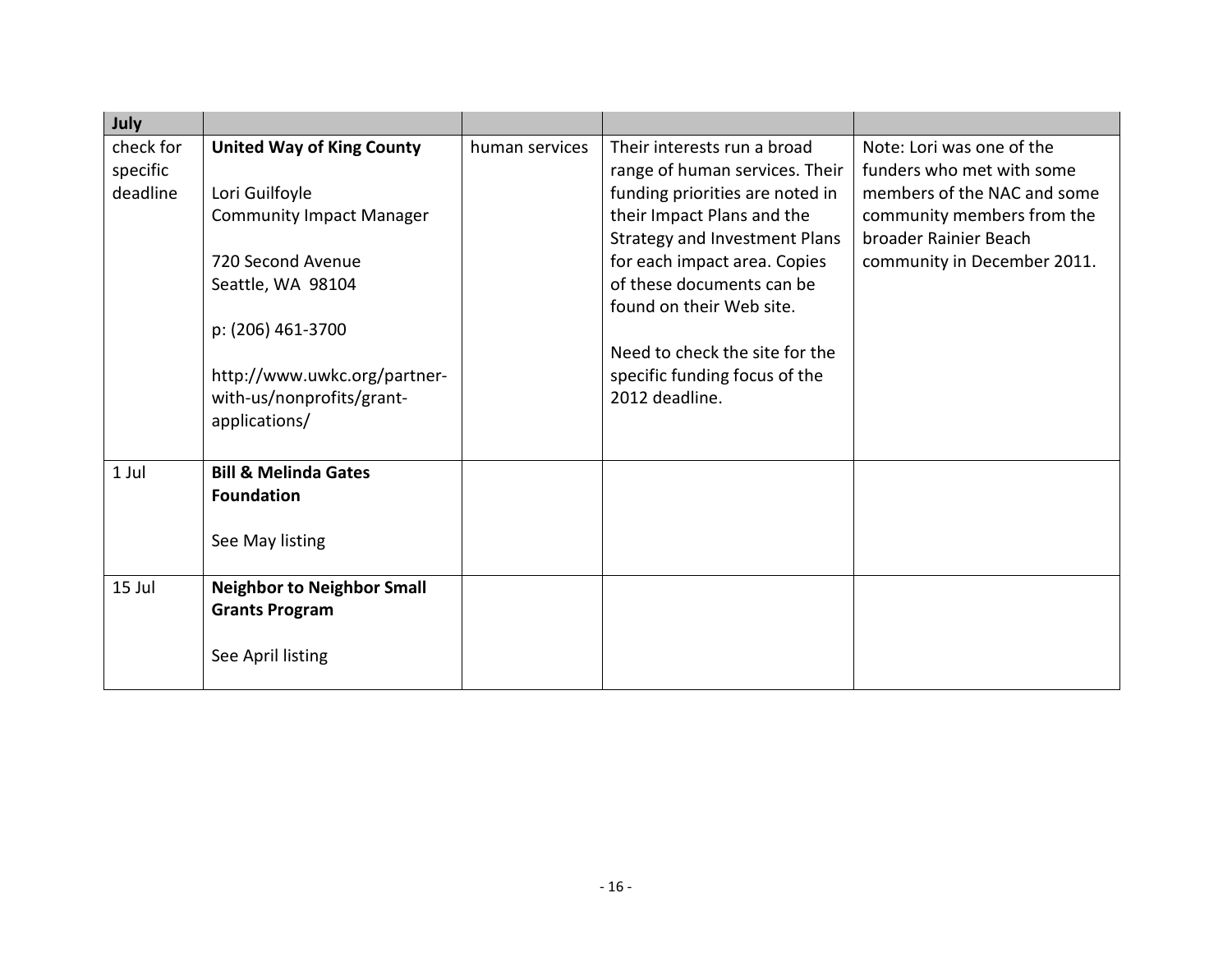| July | | | | |
|---|---|---|---|---|
| check for specific deadline | **United Way of King County**<br><br>Lori Guilfoyle<br>Community Impact Manager<br><br>720 Second Avenue<br>Seattle, WA 98104<br><br>p: (206) 461-3700<br><br>http://www.uwkc.org/partner-with-us/nonprofits/grant-applications/ | human services | Their interests run a broad range of human services. Their funding priorities are noted in their Impact Plans and the Strategy and Investment Plans for each impact area. Copies of these documents can be found on their Web site.<br><br>Need to check the site for the specific funding focus of the 2012 deadline. | Note: Lori was one of the funders who met with some members of the NAC and some community members from the broader Rainier Beach community in December 2011. |
| 1 Jul | **Bill & Melinda Gates Foundation**<br><br>See May listing | | | |
| 15 Jul | **Neighbor to Neighbor Small Grants Program**<br><br>See April listing | | | |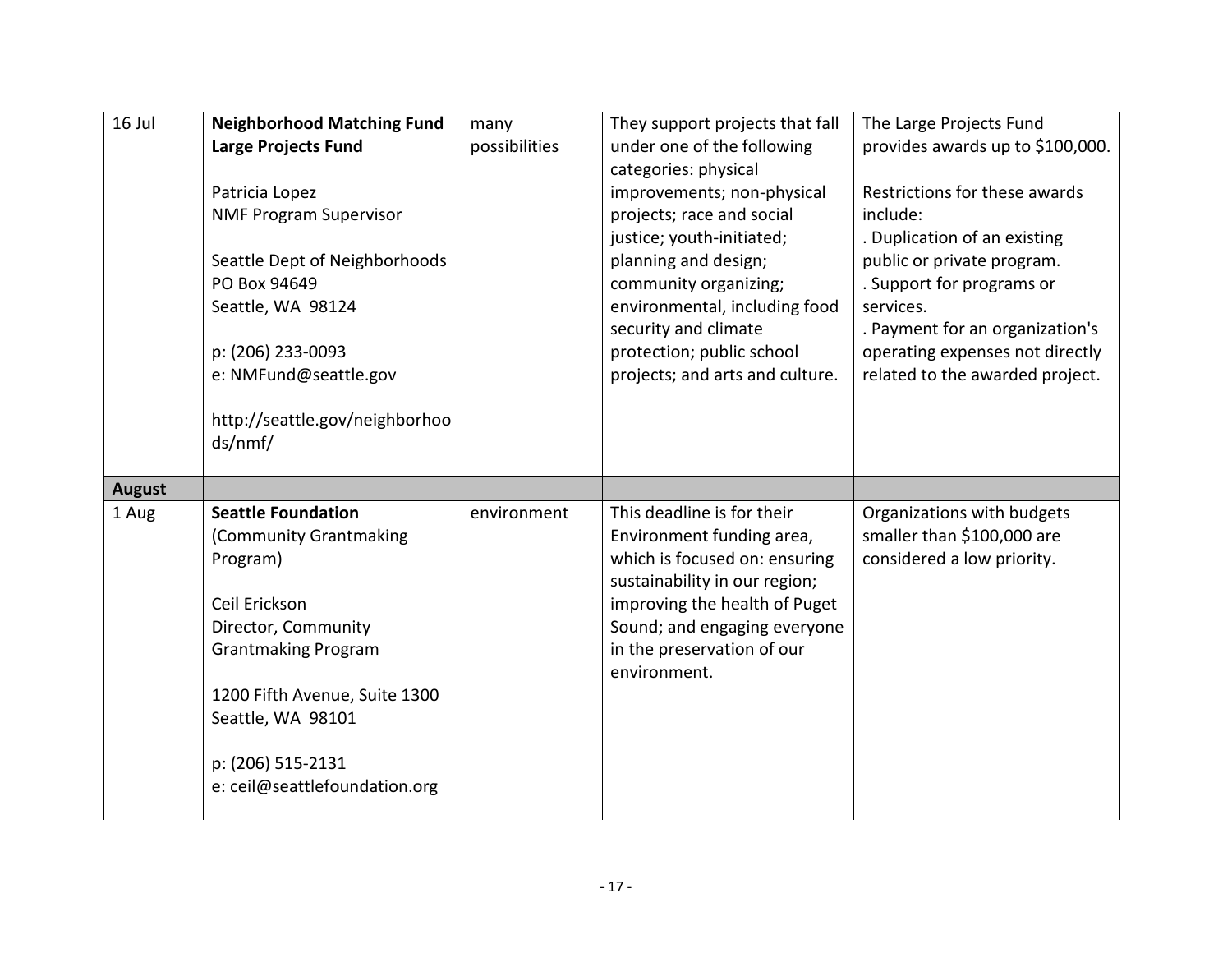| | | | | |
|---|---|---|---|---|
| 16 Jul | **Neighborhood Matching Fund Large Projects Fund**<br><br>Patricia Lopez<br>NMF Program Supervisor<br><br>Seattle Dept of Neighborhoods<br>PO Box 94649<br>Seattle, WA 98124<br><br>p: (206) 233-0093<br>e: NMFund@seattle.gov<br><br>http://seattle.gov/neighborhoods/nmf/ | many possibilities | They support projects that fall under one of the following categories: physical improvements; non-physical projects; race and social justice; youth-initiated; planning and design; community organizing; environmental, including food security and climate protection; public school projects; and arts and culture. | The Large Projects Fund provides awards up to $100,000.<br><br>Restrictions for these awards include:<br>. Duplication of an existing public or private program.<br>. Support for programs or services.<br>. Payment for an organization's operating expenses not directly related to the awarded project. |
| **August** | | | | |
| 1 Aug | **Seattle Foundation** (Community Grantmaking Program)<br><br>Ceil Erickson<br>Director, Community Grantmaking Program<br><br>1200 Fifth Avenue, Suite 1300<br>Seattle, WA 98101<br><br>p: (206) 515-2131<br>e: ceil@seattlefoundation.org | environment | This deadline is for their Environment funding area, which is focused on: ensuring sustainability in our region; improving the health of Puget Sound; and engaging everyone in the preservation of our environment. | Organizations with budgets smaller than $100,000 are considered a low priority. |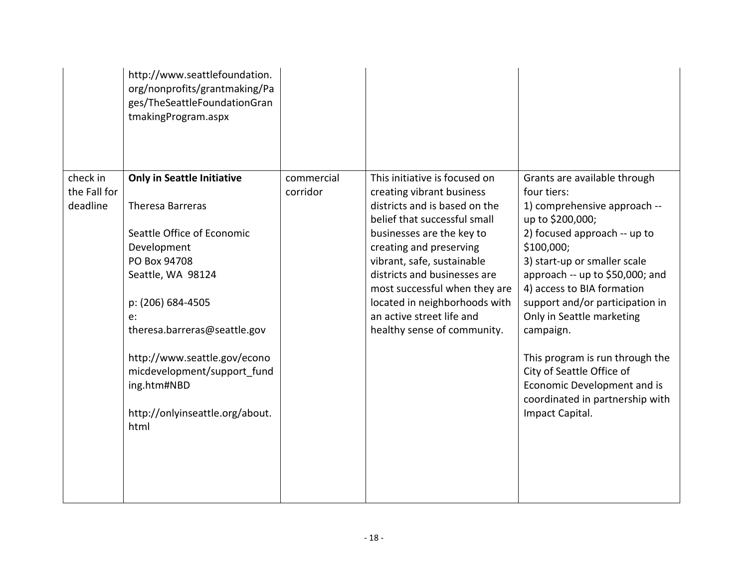| | | | | |
|---|---|---|---|---|
| | http://www.seattlefoundation.org/nonprofits/grantmaking/Pages/TheSeattleFoundationGrantmakingProgram.aspx | | | |
| check in the Fall for deadline | **Only in Seattle Initiative**<br><br>Theresa Barreras<br><br>Seattle Office of Economic Development<br>PO Box 94708<br>Seattle, WA 98124<br><br>p: (206) 684-4505<br>e: theresa.barreras@seattle.gov<br><br>http://www.seattle.gov/economicdevelopment/support_funding.htm#NBD<br><br>http://onlyinseattle.org/about.html | commercial corridor | This initiative is focused on creating vibrant business districts and is based on the belief that successful small businesses are the key to creating and preserving vibrant, safe, sustainable districts and businesses are most successful when they are located in neighborhoods with an active street life and healthy sense of community. | Grants are available through four tiers:<br>1) comprehensive approach -- up to $200,000;<br>2) focused approach -- up to $100,000;<br>3) start-up or smaller scale approach -- up to $50,000; and<br>4) access to BIA formation support and/or participation in Only in Seattle marketing campaign.<br><br>This program is run through the City of Seattle Office of Economic Development and is coordinated in partnership with Impact Capital. |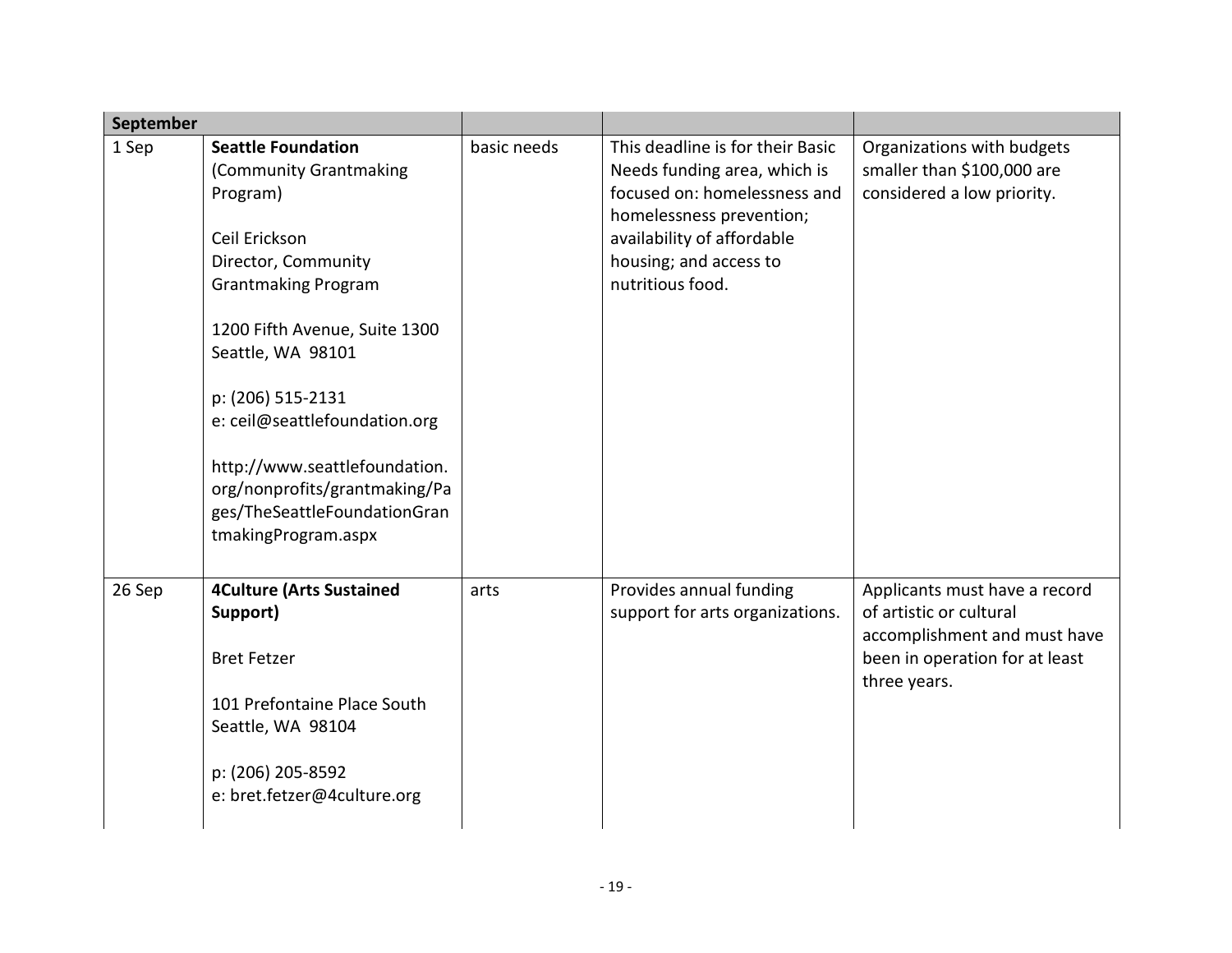| September | | | | |
|---|---|---|---|---|
| 1 Sep | **Seattle Foundation** (Community Grantmaking Program)<br><br>Ceil Erickson<br>Director, Community Grantmaking Program<br><br>1200 Fifth Avenue, Suite 1300<br>Seattle, WA 98101<br><br>p: (206) 515-2131<br>e: ceil@seattlefoundation.org<br><br>http://www.seattlefoundation.org/nonprofits/grantmaking/Pages/TheSeattleFoundationGrantmakingProgram.aspx | basic needs | This deadline is for their Basic Needs funding area, which is focused on: homelessness and homelessness prevention; availability of affordable housing; and access to nutritious food. | Organizations with budgets smaller than $100,000 are considered a low priority. |
| 26 Sep | **4Culture (Arts Sustained Support)**<br><br>Bret Fetzer<br><br>101 Prefontaine Place South<br>Seattle, WA 98104<br><br>p: (206) 205-8592<br>e: bret.fetzer@4culture.org | arts | Provides annual funding support for arts organizations. | Applicants must have a record of artistic or cultural accomplishment and must have been in operation for at least three years. |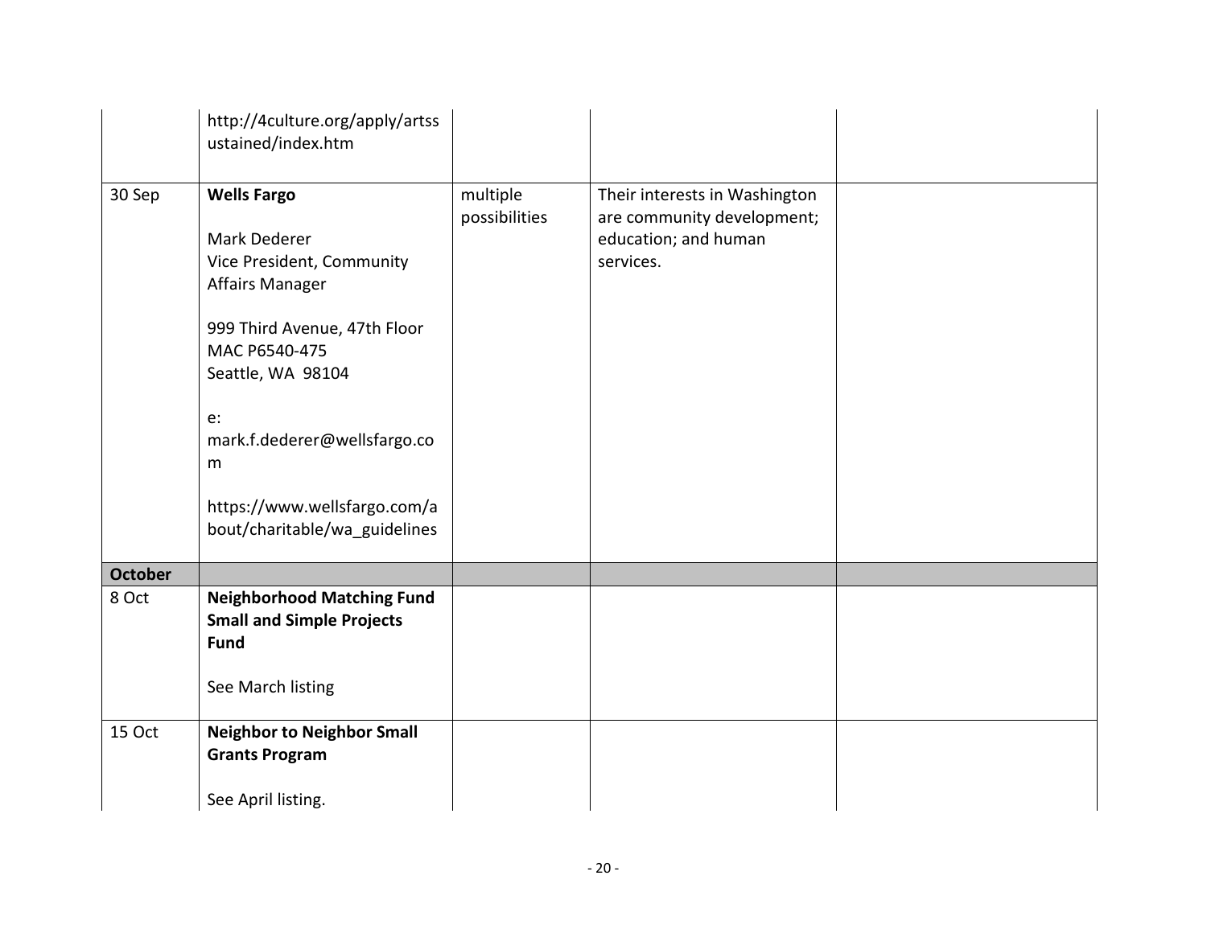| | | | | |
|---|---|---|---|---|
| | http://4culture.org/apply/artssustained/index.htm | | | |
| 30 Sep | **Wells Fargo**<br><br>Mark Dederer<br>Vice President, Community Affairs Manager<br><br>999 Third Avenue, 47th Floor<br>MAC P6540-475<br>Seattle, WA 98104<br><br>e: mark.f.dederer@wellsfargo.com<br><br>https://www.wellsfargo.com/about/charitable/wa_guidelines | multiple possibilities | Their interests in Washington are community development; education; and human services. | |
| **October** | | | | |
| 8 Oct | **Neighborhood Matching Fund Small and Simple Projects Fund**<br><br>See March listing | | | |
| 15 Oct | **Neighbor to Neighbor Small Grants Program**<br><br>See April listing. | | | |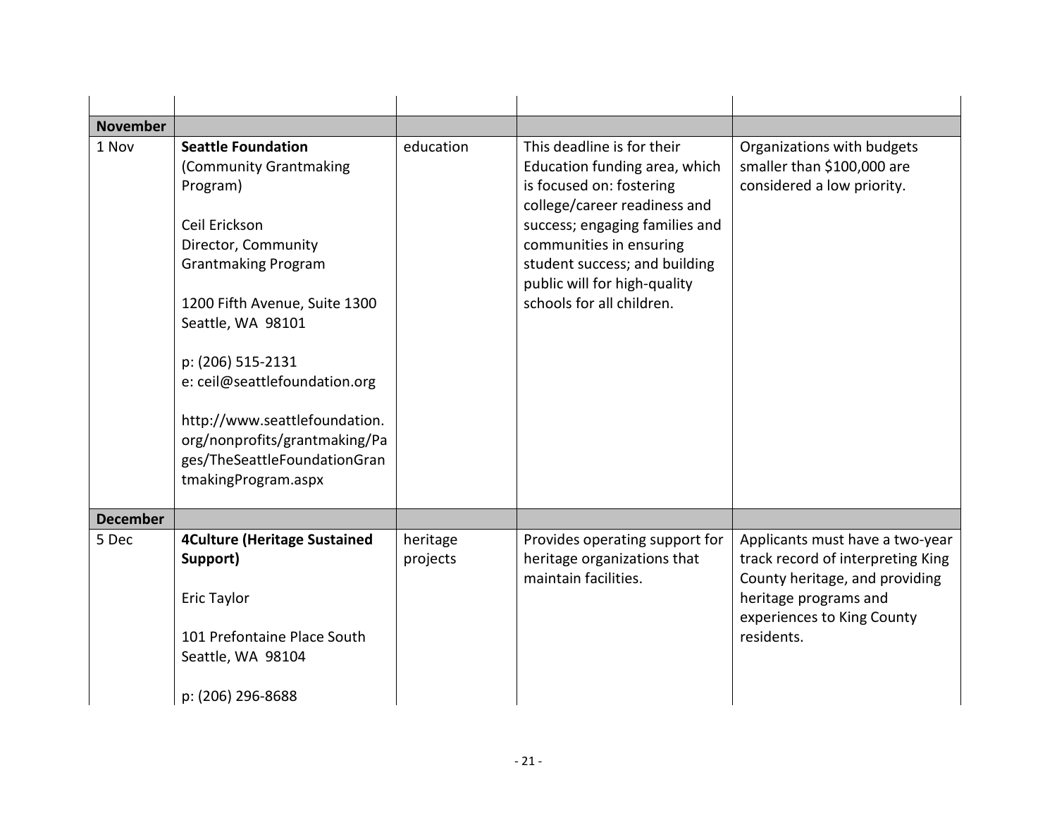| | | | | |
|---|---|---|---|---|
| **November** | | | | |
| 1 Nov | **Seattle Foundation** (Community Grantmaking Program)<br><br>Ceil Erickson<br>Director, Community Grantmaking Program<br><br>1200 Fifth Avenue, Suite 1300<br>Seattle, WA 98101<br><br>p: (206) 515-2131<br>e: ceil@seattlefoundation.org<br><br>http://www.seattlefoundation.org/nonprofits/grantmaking/Pages/TheSeattleFoundationGrantmakingProgram.aspx | education | This deadline is for their Education funding area, which is focused on: fostering college/career readiness and success; engaging families and communities in ensuring student success; and building public will for high-quality schools for all children. | Organizations with budgets smaller than $100,000 are considered a low priority. |
| **December** | | | | |
| 5 Dec | **4Culture (Heritage Sustained Support)**<br><br>Eric Taylor<br><br>101 Prefontaine Place South<br>Seattle, WA 98104<br><br>p: (206) 296-8688 | heritage projects | Provides operating support for heritage organizations that maintain facilities. | Applicants must have a two-year track record of interpreting King County heritage, and providing heritage programs and experiences to King County residents. |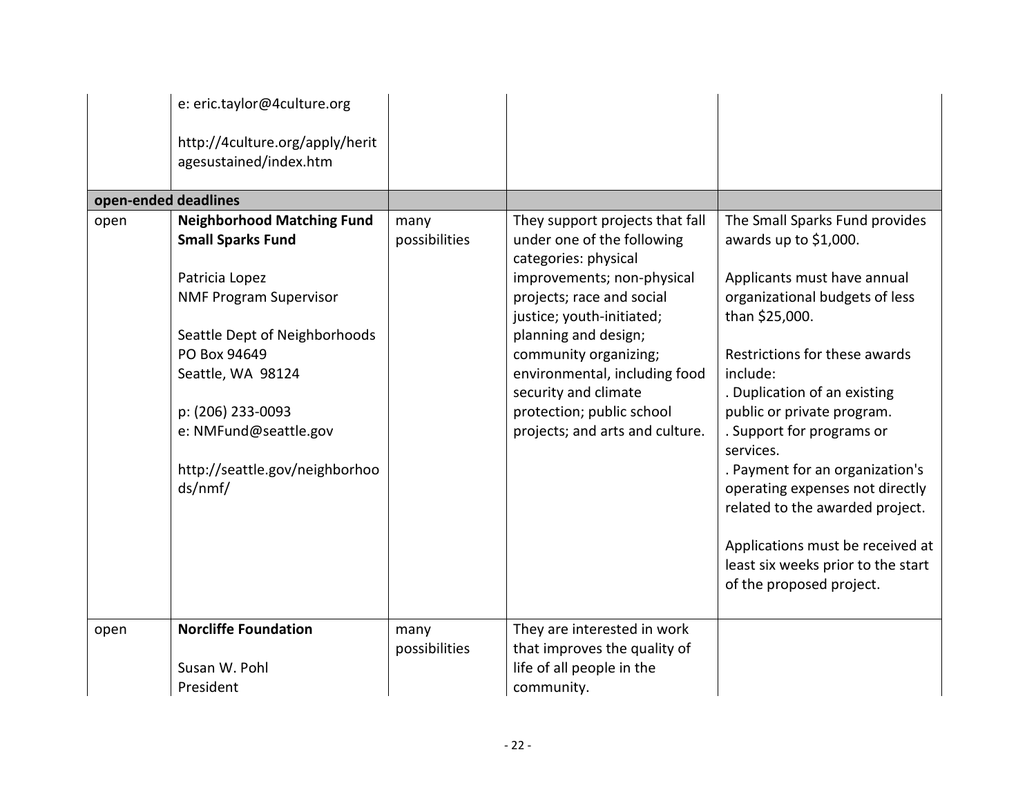| | | | | |
|---|---|---|---|---|
| | e: eric.taylor@4culture.org<br><br>http://4culture.org/apply/heritagesustained/index.htm | | | |
| **open-ended deadlines** | | | | |
| open | **Neighborhood Matching Fund Small Sparks Fund**<br><br>Patricia Lopez<br>NMF Program Supervisor<br><br>Seattle Dept of Neighborhoods<br>PO Box 94649<br>Seattle, WA 98124<br><br>p: (206) 233-0093<br>e: NMFund@seattle.gov<br><br>http://seattle.gov/neighborhoods/nmf/ | many possibilities | They support projects that fall under one of the following categories: physical improvements; non-physical projects; race and social justice; youth-initiated; planning and design; community organizing; environmental, including food security and climate protection; public school projects; and arts and culture. | The Small Sparks Fund provides awards up to $1,000.<br><br>Applicants must have annual organizational budgets of less than $25,000.<br><br>Restrictions for these awards include:<br>. Duplication of an existing public or private program.<br>. Support for programs or services.<br>. Payment for an organization's operating expenses not directly related to the awarded project.<br><br>Applications must be received at least six weeks prior to the start of the proposed project. |
| open | **Norcliffe Foundation**<br><br>Susan W. Pohl<br>President | many possibilities | They are interested in work that improves the quality of life of all people in the community. | |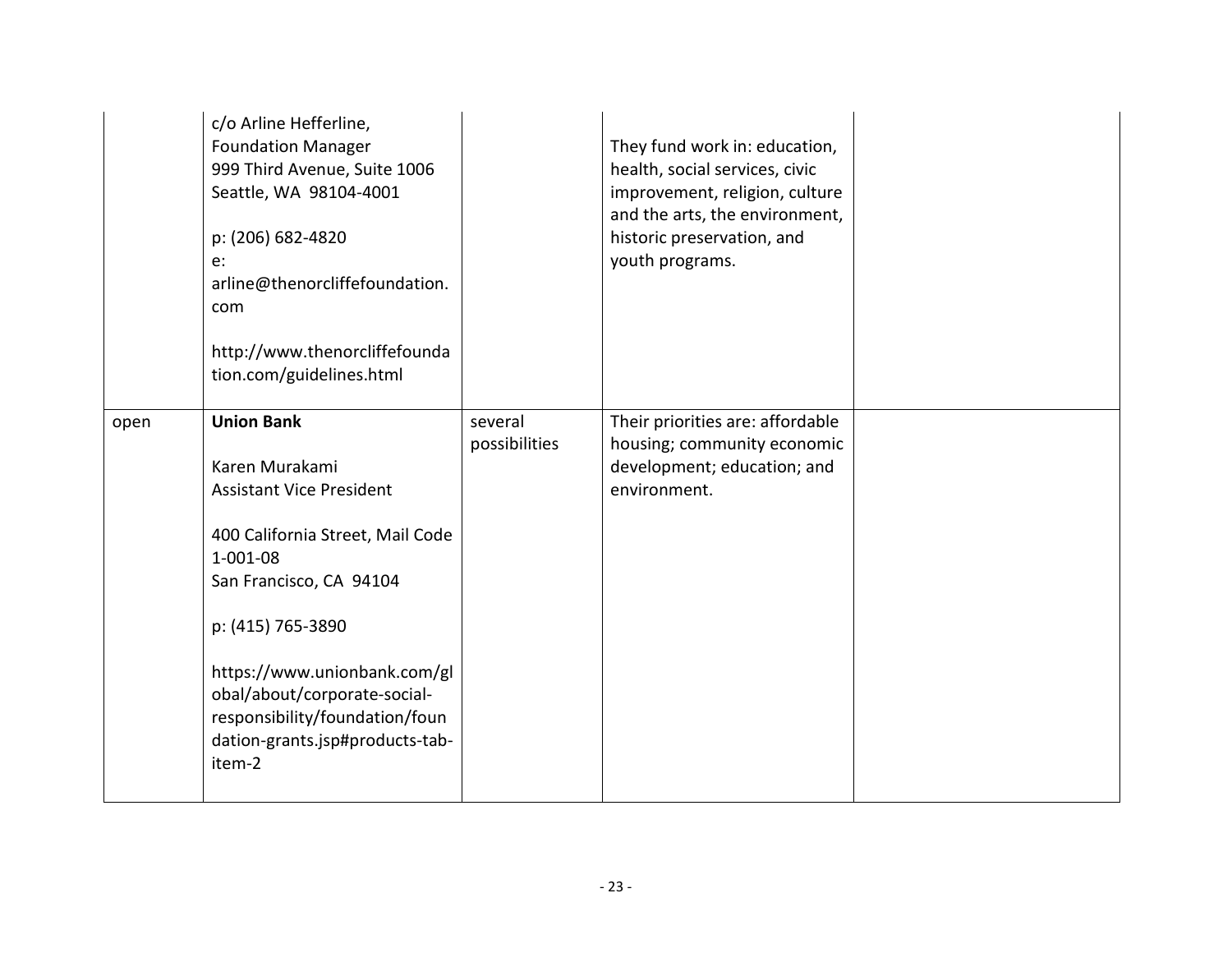| | | | | |
|---|---|---|---|---|
| | c/o Arline Hefferline, Foundation Manager<br>999 Third Avenue, Suite 1006<br>Seattle, WA 98104-4001<br><br>p: (206) 682-4820<br>e: arline@thenorcliffefoundation.com<br><br>http://www.thenorcliffefoundation.com/guidelines.html | | They fund work in: education, health, social services, civic improvement, religion, culture and the arts, the environment, historic preservation, and youth programs. | |
| open | **Union Bank**<br><br>Karen Murakami<br>Assistant Vice President<br><br>400 California Street, Mail Code 1-001-08<br>San Francisco, CA 94104<br><br>p: (415) 765-3890<br><br>https://www.unionbank.com/global/about/corporate-social-responsibility/foundation/foundation-grants.jsp#products-tab-item-2 | several possibilities | Their priorities are: affordable housing; community economic development; education; and environment. | |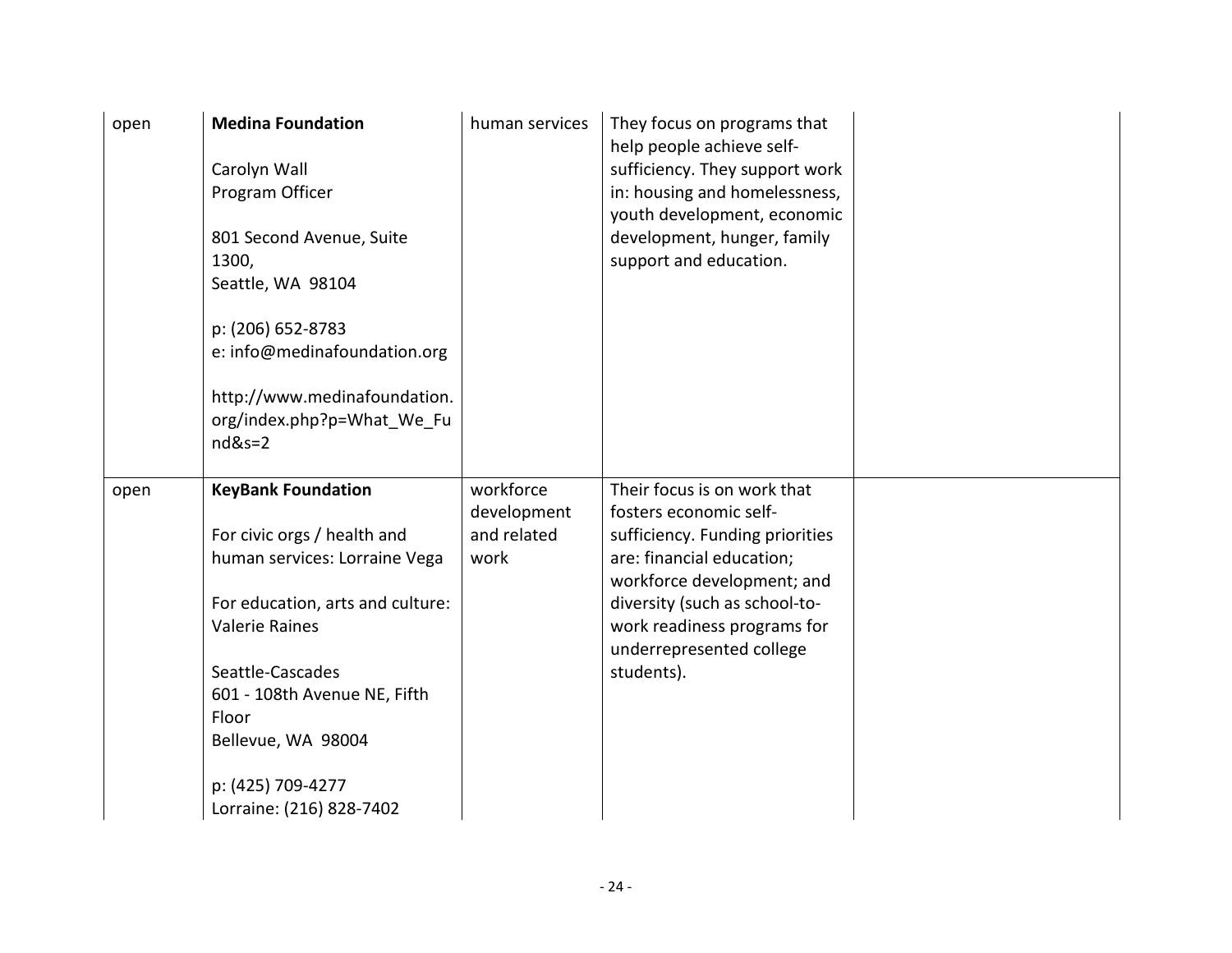| | | | | |
|---|---|---|---|---|
| open | **Medina Foundation**<br><br>Carolyn Wall<br>Program Officer<br><br>801 Second Avenue, Suite 1300,<br>Seattle, WA 98104<br><br>p: (206) 652-8783<br>e: info@medinafoundation.org<br><br>http://www.medinafoundation.org/index.php?p=What_We_Fund&s=2 | human services | They focus on programs that help people achieve self-sufficiency. They support work in: housing and homelessness, youth development, economic development, hunger, family support and education. | |
| open | **KeyBank Foundation**<br><br>For civic orgs / health and human services: Lorraine Vega<br><br>For education, arts and culture: Valerie Raines<br><br>Seattle-Cascades<br>601 - 108th Avenue NE, Fifth Floor<br>Bellevue, WA 98004<br><br>p: (425) 709-4277<br>Lorraine: (216) 828-7402 | workforce development and related work | Their focus is on work that fosters economic self-sufficiency. Funding priorities are: financial education; workforce development; and diversity (such as school-to-work readiness programs for underrepresented college students). | |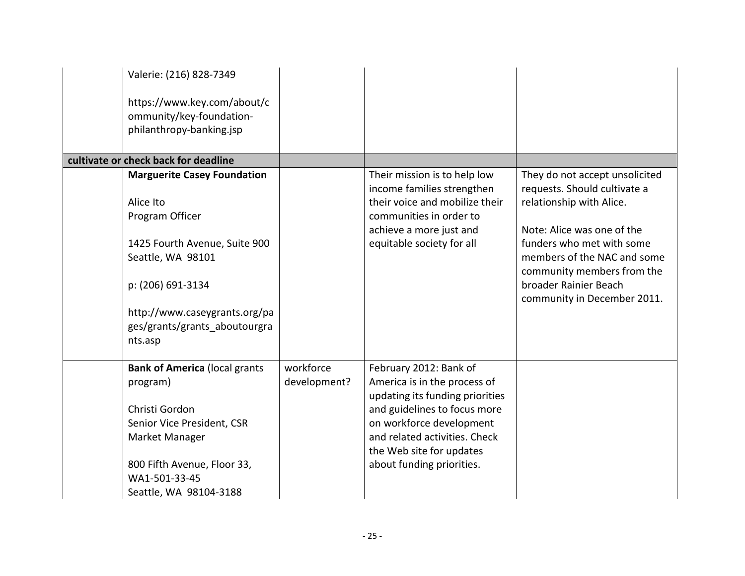| | | | | |
|---|---|---|---|---|
| | Valerie: (216) 828-7349<br><br>https://www.key.com/about/community/key-foundation-philanthropy-banking.jsp | | | |
| **cultivate or check back for deadline** | | | | |
| | **Marguerite Casey Foundation**<br><br>Alice Ito<br>Program Officer<br><br>1425 Fourth Avenue, Suite 900<br>Seattle, WA 98101<br><br>p: (206) 691-3134<br><br>http://www.caseygrants.org/pages/grants/grants_aboutourgrants.asp | | Their mission is to help low income families strengthen their voice and mobilize their communities in order to achieve a more just and equitable society for all | They do not accept unsolicited requests. Should cultivate a relationship with Alice.<br><br>Note: Alice was one of the funders who met with some members of the NAC and some community members from the broader Rainier Beach community in December 2011. |
| | **Bank of America** (local grants program)<br><br>Christi Gordon<br>Senior Vice President, CSR Market Manager<br><br>800 Fifth Avenue, Floor 33, WA1-501-33-45<br>Seattle, WA 98104-3188 | workforce development? | February 2012: Bank of America is in the process of updating its funding priorities and guidelines to focus more on workforce development and related activities. Check the Web site for updates about funding priorities. | |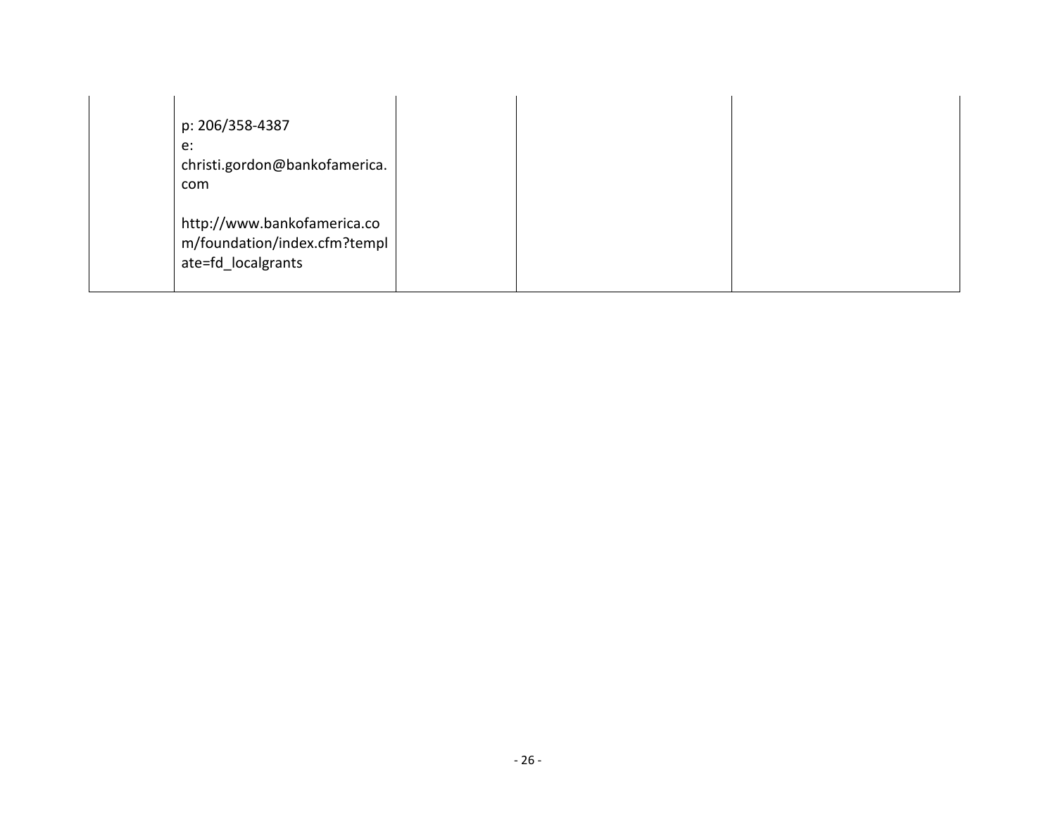| | | | | |
|---|---|---|---|---|
| | p: 206/358-4387<br>e:<br>christi.gordon@bankofamerica.com<br><br>http://www.bankofamerica.com/foundation/index.cfm?template=fd_localgrants | | | |